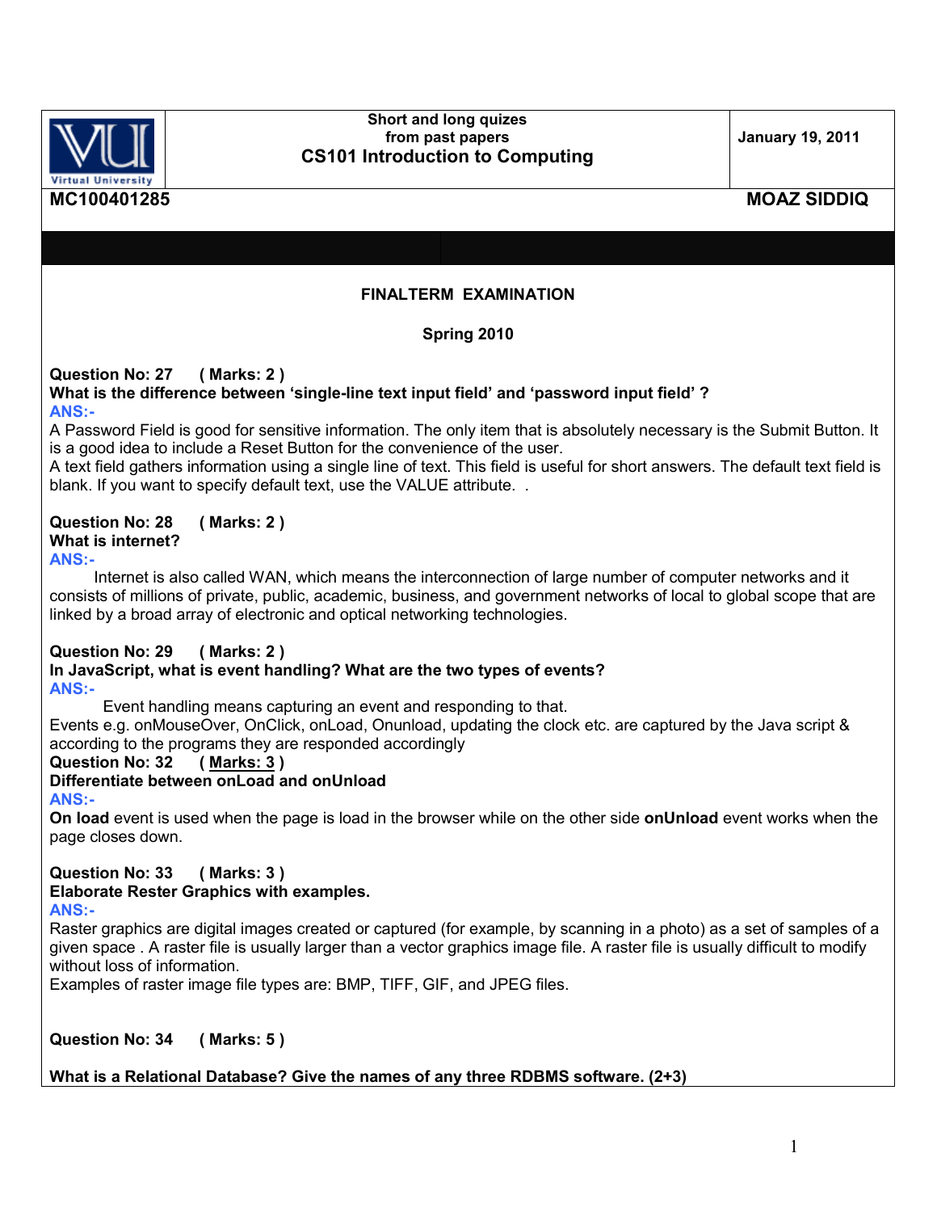**Short and long quizes from past papers**

**CS101 Introduction to Computing**

**January 19, 2011**

**MC100401285** **MOAZ SIDDIQ**

**FINALTERM EXAMINATION**

**Spring 2010**

**Question No: 27 ( Marks: 2 )**

**What is the difference between 'single-line text input field' and 'password input field' ?**

ANS:-

A Password Field is good for sensitive information. The only item that is absolutely necessary is the Submit Button. It is a good idea to include a Reset Button for the convenience of the user.

A text field gathers information using a single line of text. This field is useful for short answers. The default text field is blank. If you want to specify default text, use the VALUE attribute. .

**Question No: 28 ( Marks: 2 )**

**What is internet?**

ANS:-

Internet is also called WAN, which means the interconnection of large number of computer networks and it consists of millions of private, public, academic, business, and government networks of local to global scope that are linked by a broad array of electronic and optical networking technologies.

**Question No: 29 ( Marks: 2 )**

**In JavaScript, what is event handling? What are the two types of events?**

ANS:-

Event handling means capturing an event and responding to that.

Events e.g. onMouseOver, OnClick, onLoad, Onunload, updating the clock etc. are captured by the Java script & according to the programs they are responded accordingly

**Question No: 32 ( Marks: 3 )**

**Differentiate between onLoad and onUnload**

ANS:-

**On load** event is used when the page is load in the browser while on the other side **onUnload** event works when the page closes down.

**Question No: 33 ( Marks: 3 )**

**Elaborate Rester Graphics with examples.**

ANS:-

Raster graphics are digital images created or captured (for example, by scanning in a photo) as a set of samples of a given space . A raster file is usually larger than a vector graphics image file. A raster file is usually difficult to modify without loss of information.

Examples of raster image file types are: BMP, TIFF, GIF, and JPEG files.

**Question No: 34 ( Marks: 5 )**

**What is a Relational Database? Give the names of any three RDBMS software. (2+3)**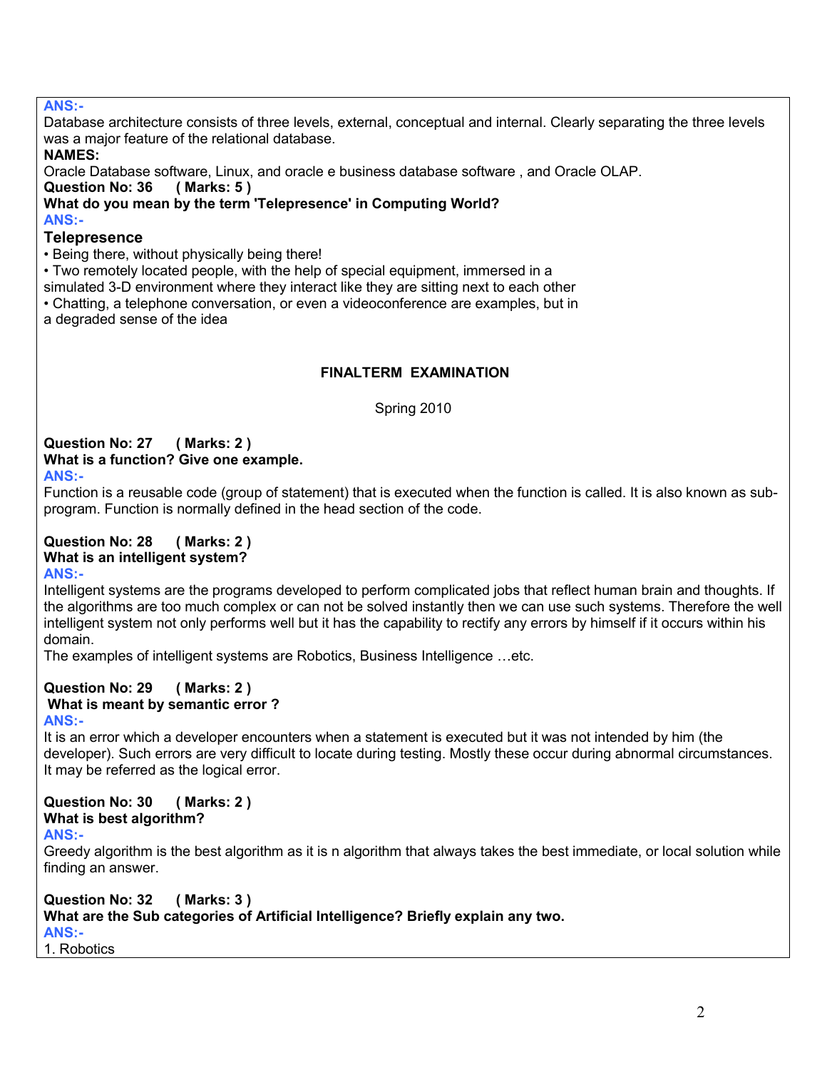**ANS:-**

Database architecture consists of three levels, external, conceptual and internal. Clearly separating the three levels was a major feature of the relational database.

**NAMES:**

Oracle Database software, Linux, and oracle e business database software , and Oracle OLAP.

**Question No: 36 ( Marks: 5 )**

**What do you mean by the term 'Telepresence' in Computing World?**

**ANS:-**

**Telepresence**

• Being there, without physically being there!
• Two remotely located people, with the help of special equipment, immersed in a simulated 3-D environment where they interact like they are sitting next to each other
• Chatting, a telephone conversation, or even a videoconference are examples, but in a degraded sense of the idea

## FINALTERM EXAMINATION

Spring 2010

**Question No: 27 ( Marks: 2 )**

**What is a function? Give one example.**

**ANS:-**

Function is a reusable code (group of statement) that is executed when the function is called. It is also known as sub-program. Function is normally defined in the head section of the code.

**Question No: 28 ( Marks: 2 )**

**What is an intelligent system?**

**ANS:-**

Intelligent systems are the programs developed to perform complicated jobs that reflect human brain and thoughts. If the algorithms are too much complex or can not be solved instantly then we can use such systems. Therefore the well intelligent system not only performs well but it has the capability to rectify any errors by himself if it occurs within his domain.

The examples of intelligent systems are Robotics, Business Intelligence …etc.

**Question No: 29 ( Marks: 2 )**

**What is meant by semantic error ?**

**ANS:-**

It is an error which a developer encounters when a statement is executed but it was not intended by him (the developer). Such errors are very difficult to locate during testing. Mostly these occur during abnormal circumstances. It may be referred as the logical error.

**Question No: 30 ( Marks: 2 )**

**What is best algorithm?**

**ANS:-**

Greedy algorithm is the best algorithm as it is n algorithm that always takes the best immediate, or local solution while finding an answer.

**Question No: 32 ( Marks: 3 )**

**What are the Sub categories of Artificial Intelligence? Briefly explain any two.**

**ANS:-**

1. Robotics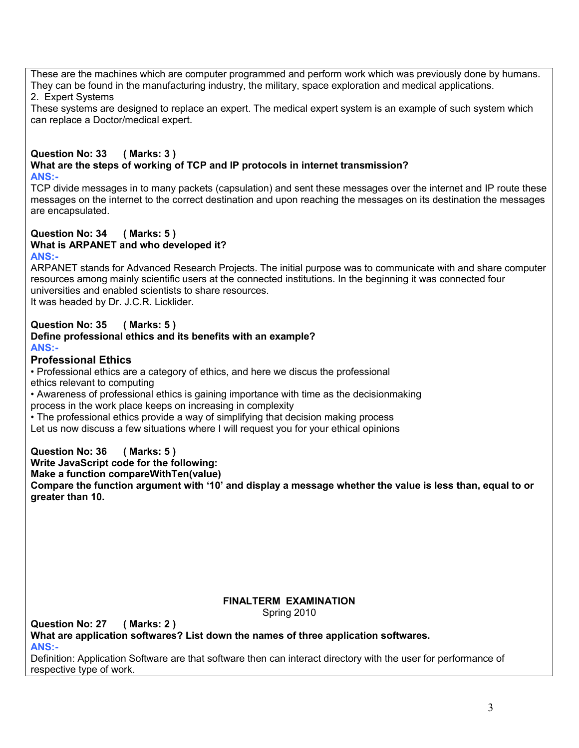These are the machines which are computer programmed and perform work which was previously done by humans. They can be found in the manufacturing industry, the military, space exploration and medical applications.

2. Expert Systems

These systems are designed to replace an expert. The medical expert system is an example of such system which can replace a Doctor/medical expert.

**Question No: 33 ( Marks: 3 )**

**What are the steps of working of TCP and IP protocols in internet transmission?**

**ANS:-**

TCP divide messages in to many packets (capsulation) and sent these messages over the internet and IP route these messages on the internet to the correct destination and upon reaching the messages on its destination the messages are encapsulated.

**Question No: 34 ( Marks: 5 )**

**What is ARPANET and who developed it?**

**ANS:-**

ARPANET stands for Advanced Research Projects. The initial purpose was to communicate with and share computer resources among mainly scientific users at the connected institutions. In the beginning it was connected four universities and enabled scientists to share resources.

It was headed by Dr. J.C.R. Licklider.

**Question No: 35 ( Marks: 5 )**

**Define professional ethics and its benefits with an example?**

**ANS:-**

### Professional Ethics

- Professional ethics are a category of ethics, and here we discus the professional ethics relevant to computing
- Awareness of professional ethics is gaining importance with time as the decisionmaking process in the work place keeps on increasing in complexity
- The professional ethics provide a way of simplifying that decision making process

Let us now discuss a few situations where I will request you for your ethical opinions

**Question No: 36 ( Marks: 5 )**

**Write JavaScript code for the following:**

**Make a function compareWithTen(value)**

**Compare the function argument with '10' and display a message whether the value is less than, equal to or greater than 10.**

## FINALTERM EXAMINATION

Spring 2010

**Question No: 27 ( Marks: 2 )**

**What are application softwares? List down the names of three application softwares.**

**ANS:-**

Definition: Application Software are that software then can interact directory with the user for performance of respective type of work.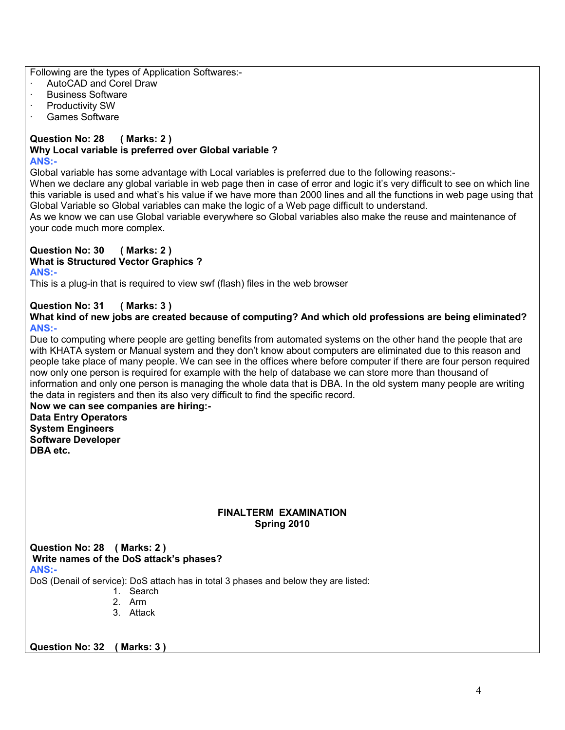Following are the types of Application Softwares:-

- AutoCAD and Corel Draw
- Business Software
- Productivity SW
- Games Software

**Question No: 28 ( Marks: 2 )**

**Why Local variable is preferred over Global variable ?**

**ANS:-**

Global variable has some advantage with Local variables is preferred due to the following reasons:-

When we declare any global variable in web page then in case of error and logic it's very difficult to see on which line this variable is used and what's his value if we have more than 2000 lines and all the functions in web page using that Global Variable so Global variables can make the logic of a Web page difficult to understand.

As we know we can use Global variable everywhere so Global variables also make the reuse and maintenance of your code much more complex.

**Question No: 30 ( Marks: 2 )**

**What is Structured Vector Graphics ?**

**ANS:-**

This is a plug-in that is required to view swf (flash) files in the web browser

**Question No: 31 ( Marks: 3 )**

**What kind of new jobs are created because of computing? And which old professions are being eliminated?**

**ANS:-**

Due to computing where people are getting benefits from automated systems on the other hand the people that are with KHATA system or Manual system and they don't know about computers are eliminated due to this reason and people take place of many people. We can see in the offices where before computer if there are four person required now only one person is required for example with the help of database we can store more than thousand of information and only one person is managing the whole data that is DBA. In the old system many people are writing the data in registers and then its also very difficult to find the specific record.

**Now we can see companies are hiring:-**

**Data Entry Operators**

**System Engineers**

**Software Developer**

**DBA etc.**

## FINALTERM EXAMINATION
## Spring 2010

**Question No: 28 ( Marks: 2 )**

**Write names of the DoS attack's phases?**

**ANS:-**

DoS (Denail of service): DoS attach has in total 3 phases and below they are listed:

1. Search
2. Arm
3. Attack

**Question No: 32 ( Marks: 3 )**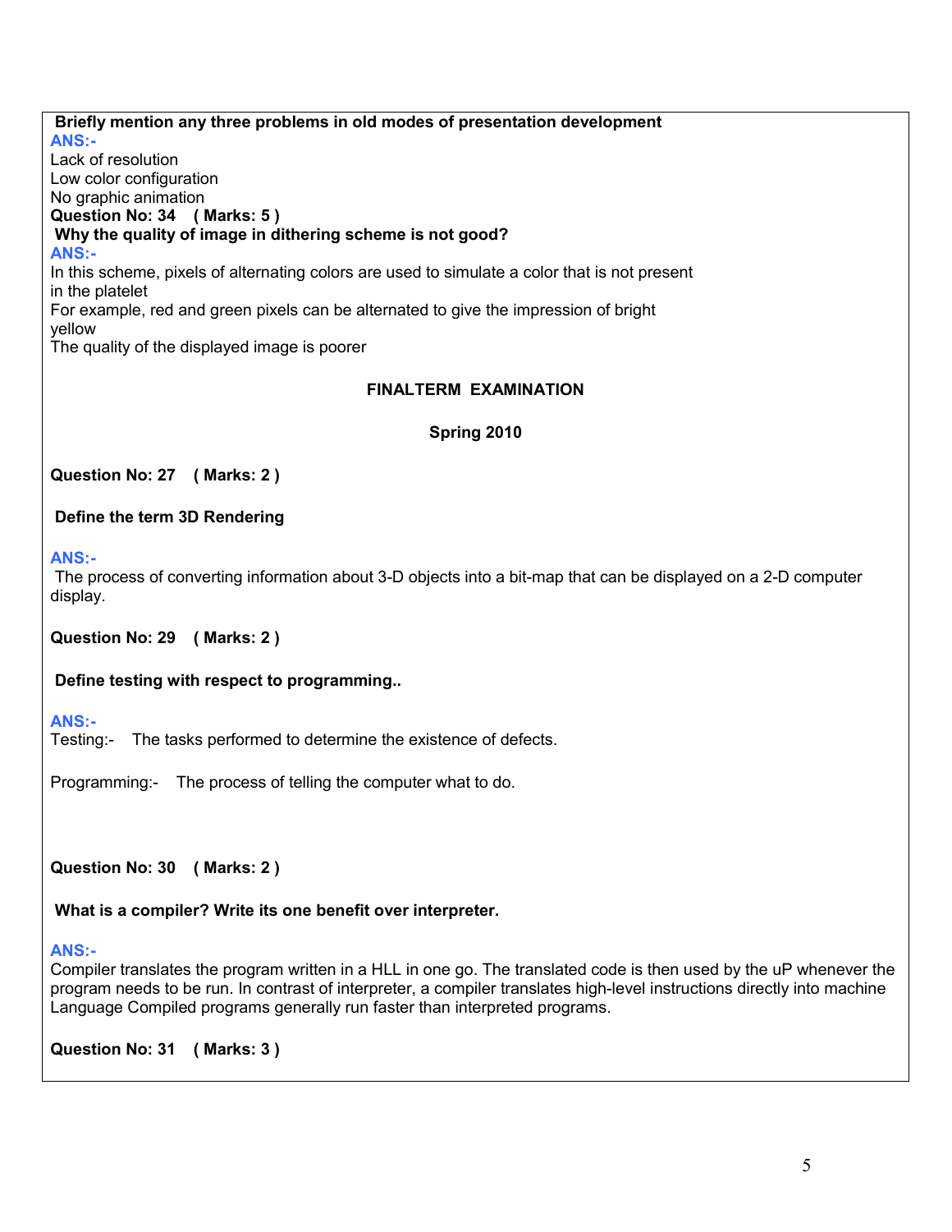**Briefly mention any three problems in old modes of presentation development**

**ANS:-**

Lack of resolution
Low color configuration
No graphic animation

**Question No: 34 ( Marks: 5 )**

**Why the quality of image in dithering scheme is not good?**

**ANS:-**

In this scheme, pixels of alternating colors are used to simulate a color that is not present in the platelet
For example, red and green pixels can be alternated to give the impression of bright yellow
The quality of the displayed image is poorer

## FINALTERM EXAMINATION

### Spring 2010

**Question No: 27 ( Marks: 2 )**

**Define the term 3D Rendering**

**ANS:-**

The process of converting information about 3-D objects into a bit-map that can be displayed on a 2-D computer display.

**Question No: 29 ( Marks: 2 )**

**Define testing with respect to programming..**

**ANS:-**

Testing:- The tasks performed to determine the existence of defects.

Programming:- The process of telling the computer what to do.

**Question No: 30 ( Marks: 2 )**

**What is a compiler? Write its one benefit over interpreter.**

**ANS:-**

Compiler translates the program written in a HLL in one go. The translated code is then used by the uP whenever the program needs to be run. In contrast of interpreter, a compiler translates high-level instructions directly into machine Language Compiled programs generally run faster than interpreted programs.

**Question No: 31 ( Marks: 3 )**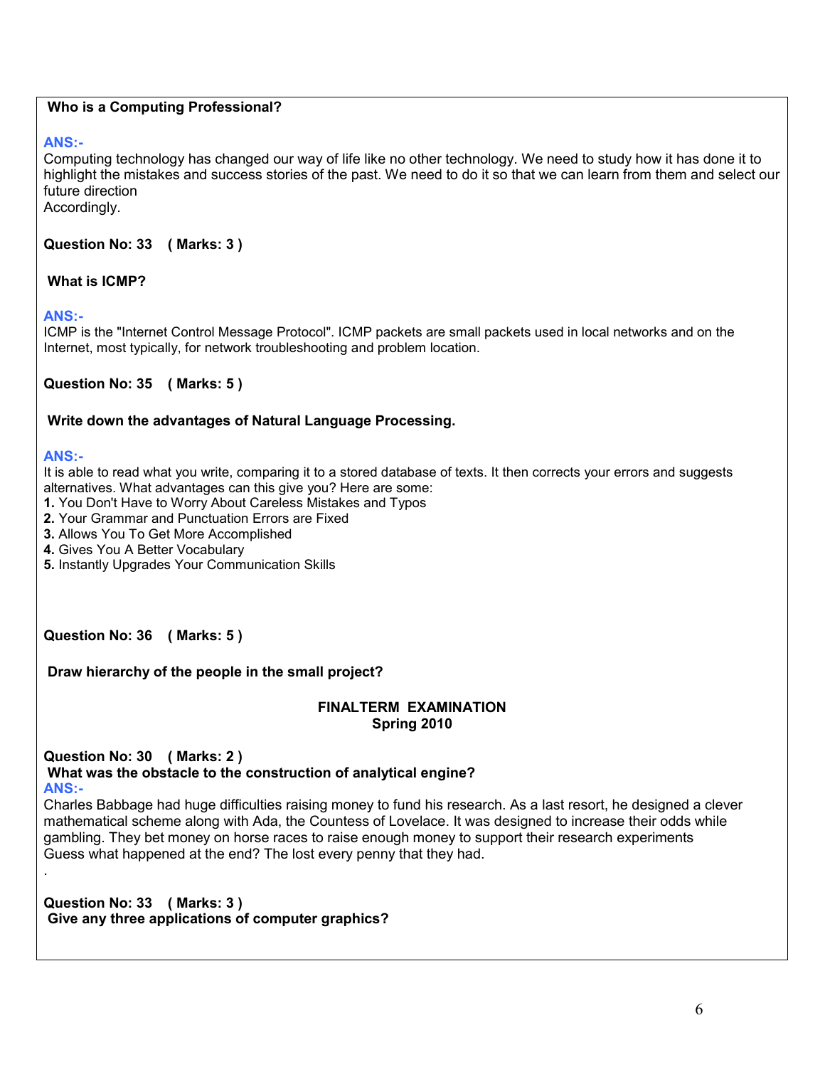**Who is a Computing Professional?**

**ANS:-**

Computing technology has changed our way of life like no other technology. We need to study how it has done it to highlight the mistakes and success stories of the past. We need to do it so that we can learn from them and select our future direction
Accordingly.

**Question No: 33 ( Marks: 3 )**

**What is ICMP?**

**ANS:-**

ICMP is the "Internet Control Message Protocol". ICMP packets are small packets used in local networks and on the Internet, most typically, for network troubleshooting and problem location.

**Question No: 35 ( Marks: 5 )**

**Write down the advantages of Natural Language Processing.**

**ANS:-**

It is able to read what you write, comparing it to a stored database of texts. It then corrects your errors and suggests alternatives. What advantages can this give you? Here are some:

**1.** You Don't Have to Worry About Careless Mistakes and Typos
**2.** Your Grammar and Punctuation Errors are Fixed
**3.** Allows You To Get More Accomplished
**4.** Gives You A Better Vocabulary
**5.** Instantly Upgrades Your Communication Skills

**Question No: 36 ( Marks: 5 )**

**Draw hierarchy of the people in the small project?**

## FINALTERM EXAMINATION
## Spring 2010

**Question No: 30 ( Marks: 2 )**
**What was the obstacle to the construction of analytical engine?**
**ANS:-**

Charles Babbage had huge difficulties raising money to fund his research. As a last resort, he designed a clever mathematical scheme along with Ada, the Countess of Lovelace. It was designed to increase their odds while gambling. They bet money on horse races to raise enough money to support their research experiments
Guess what happened at the end? The lost every penny that they had.

.

**Question No: 33 ( Marks: 3 )**
**Give any three applications of computer graphics?**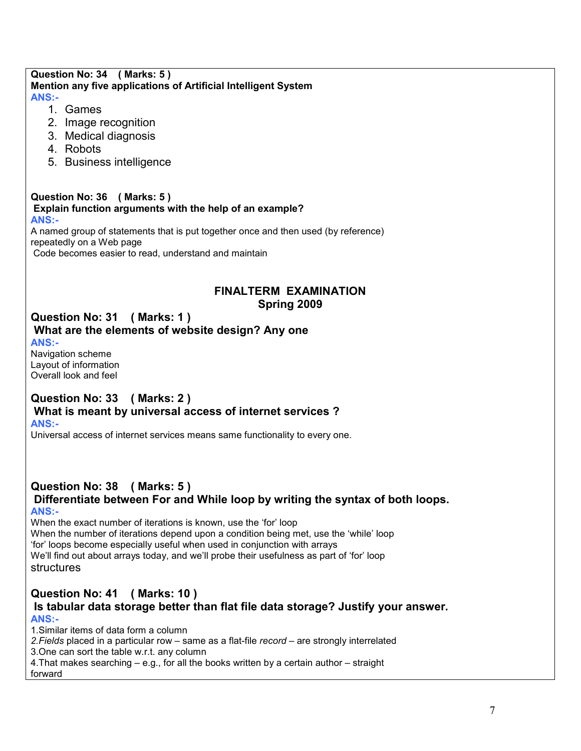**Question No: 34 ( Marks: 5 )**
**Mention any five applications of Artificial Intelligent System**
**ANS:-**

1. Games
2. Image recognition
3. Medical diagnosis
4. Robots
5. Business intelligence

**Question No: 36 ( Marks: 5 )**
**Explain function arguments with the help of an example?**
**ANS:-**
A named group of statements that is put together once and then used (by reference) repeatedly on a Web page
Code becomes easier to read, understand and maintain

## FINALTERM EXAMINATION
## Spring 2009

### Question No: 31 ( Marks: 1 )
**What are the elements of website design? Any one**
**ANS:-**
Navigation scheme
Layout of information
Overall look and feel

### Question No: 33 ( Marks: 2 )
**What is meant by universal access of internet services ?**
**ANS:-**
Universal access of internet services means same functionality to every one.

### Question No: 38 ( Marks: 5 )
**Differentiate between For and While loop by writing the syntax of both loops.**
**ANS:-**
When the exact number of iterations is known, use the 'for' loop
When the number of iterations depend upon a condition being met, use the 'while' loop
'for' loops become especially useful when used in conjunction with arrays
We'll find out about arrays today, and we'll probe their usefulness as part of 'for' loop structures

### Question No: 41 ( Marks: 10 )
**Is tabular data storage better than flat file data storage? Justify your answer.**
**ANS:-**
1.Similar items of data form a column
2.*Fields* placed in a particular row – same as a flat-file *record* – are strongly interrelated
3.One can sort the table w.r.t. any column
4.That makes searching – e.g., for all the books written by a certain author – straight forward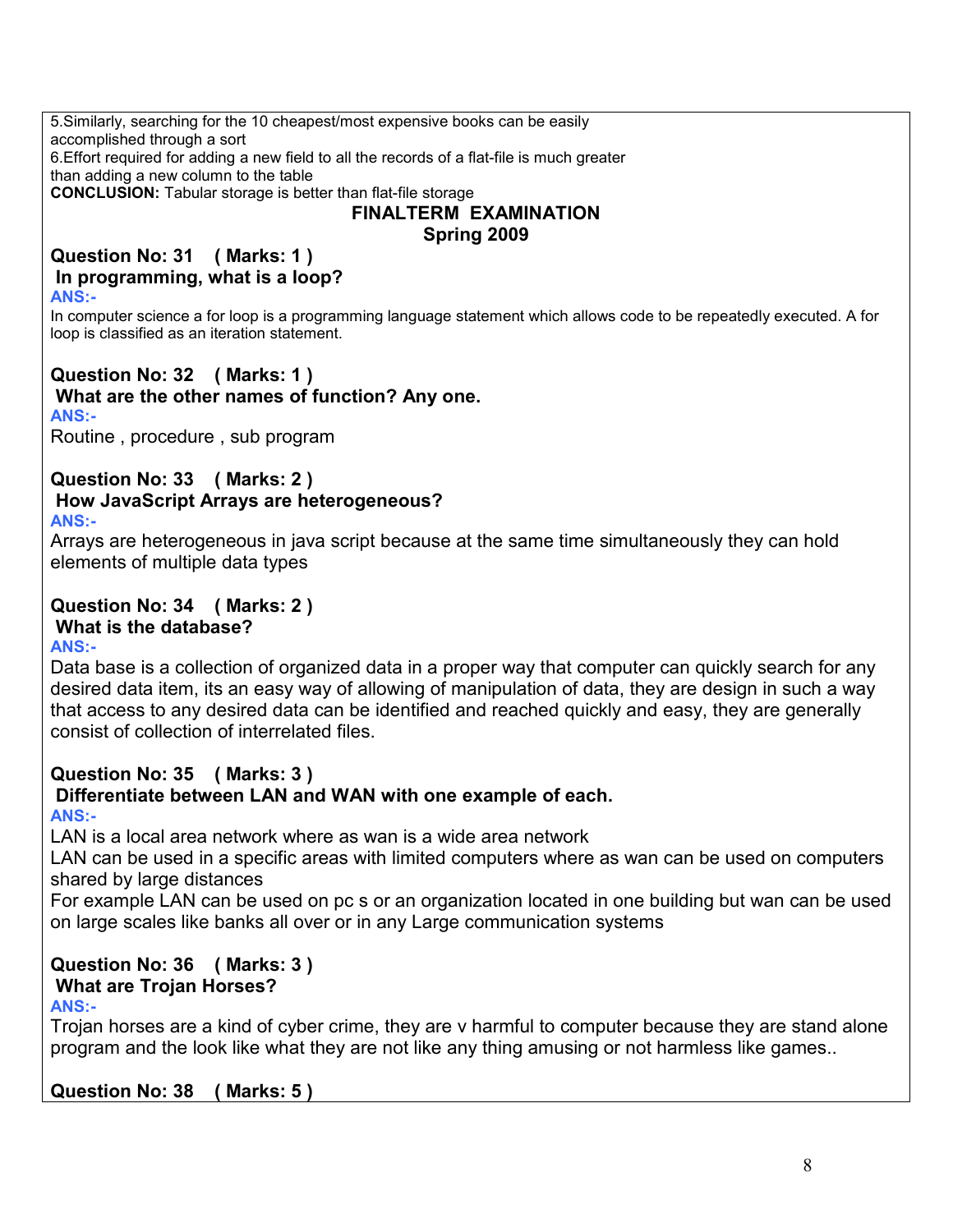5.Similarly, searching for the 10 cheapest/most expensive books can be easily accomplished through a sort

6.Effort required for adding a new field to all the records of a flat-file is much greater than adding a new column to the table

**CONCLUSION:** Tabular storage is better than flat-file storage

## FINALTERM EXAMINATION
## Spring 2009

### Question No: 31 ( Marks: 1 )
**In programming, what is a loop?**

**ANS:-**

In computer science a for loop is a programming language statement which allows code to be repeatedly executed. A for loop is classified as an iteration statement.

### Question No: 32 ( Marks: 1 )
**What are the other names of function? Any one.**

**ANS:-**

Routine , procedure , sub program

### Question No: 33 ( Marks: 2 )
**How JavaScript Arrays are heterogeneous?**

**ANS:-**

Arrays are heterogeneous in java script because at the same time simultaneously they can hold elements of multiple data types

### Question No: 34 ( Marks: 2 )
**What is the database?**

**ANS:-**

Data base is a collection of organized data in a proper way that computer can quickly search for any desired data item, its an easy way of allowing of manipulation of data, they are design in such a way that access to any desired data can be identified and reached quickly and easy, they are generally consist of collection of interrelated files.

### Question No: 35 ( Marks: 3 )
**Differentiate between LAN and WAN with one example of each.**

**ANS:-**

LAN is a local area network where as wan is a wide area network

LAN can be used in a specific areas with limited computers where as wan can be used on computers shared by large distances

For example LAN can be used on pc s or an organization located in one building but wan can be used on large scales like banks all over or in any Large communication systems

### Question No: 36 ( Marks: 3 )
**What are Trojan Horses?**

**ANS:-**

Trojan horses are a kind of cyber crime, they are v harmful to computer because they are stand alone program and the look like what they are not like any thing amusing or not harmless like games..

### Question No: 38 ( Marks: 5 )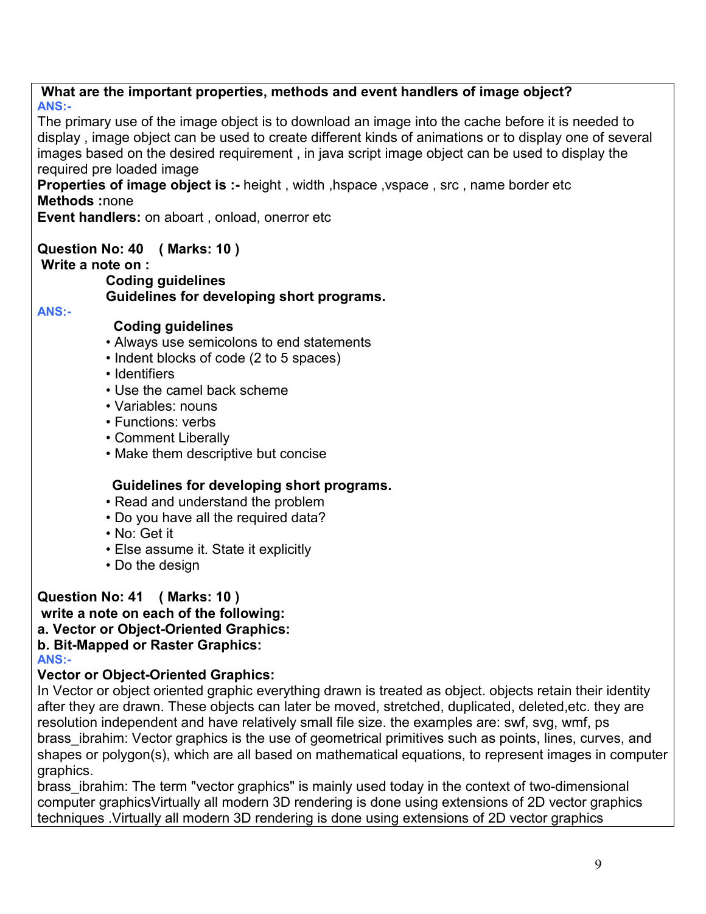**What are the important properties, methods and event handlers of image object?**

ANS:-

The primary use of the image object is to download an image into the cache before it is needed to display , image object can be used to create different kinds of animations or to display one of several images based on the desired requirement , in java script image object can be used to display the required pre loaded image

**Properties of image object is :-** height , width ,hspace ,vspace , src , name border etc

**Methods :**none

**Event handlers:** on aboart , onload, onerror etc

**Question No: 40 ( Marks: 10 )**

**Write a note on :**

**Coding guidelines**

**Guidelines for developing short programs.**

ANS:-

**Coding guidelines**

- Always use semicolons to end statements
- Indent blocks of code (2 to 5 spaces)
- Identifiers
- Use the camel back scheme
- Variables: nouns
- Functions: verbs
- Comment Liberally
- Make them descriptive but concise

**Guidelines for developing short programs.**

- Read and understand the problem
- Do you have all the required data?
- No: Get it
- Else assume it. State it explicitly
- Do the design

**Question No: 41 ( Marks: 10 )**

**write a note on each of the following:**

**a. Vector or Object-Oriented Graphics:**

**b. Bit-Mapped or Raster Graphics:**

ANS:-

**Vector or Object-Oriented Graphics:**

In Vector or object oriented graphic everything drawn is treated as object. objects retain their identity after they are drawn. These objects can later be moved, stretched, duplicated, deleted,etc. they are resolution independent and have relatively small file size. the examples are: swf, svg, wmf, ps

brass_ibrahim: Vector graphics is the use of geometrical primitives such as points, lines, curves, and shapes or polygon(s), which are all based on mathematical equations, to represent images in computer graphics.

brass_ibrahim: The term "vector graphics" is mainly used today in the context of two-dimensional computer graphicsVirtually all modern 3D rendering is done using extensions of 2D vector graphics techniques .Virtually all modern 3D rendering is done using extensions of 2D vector graphics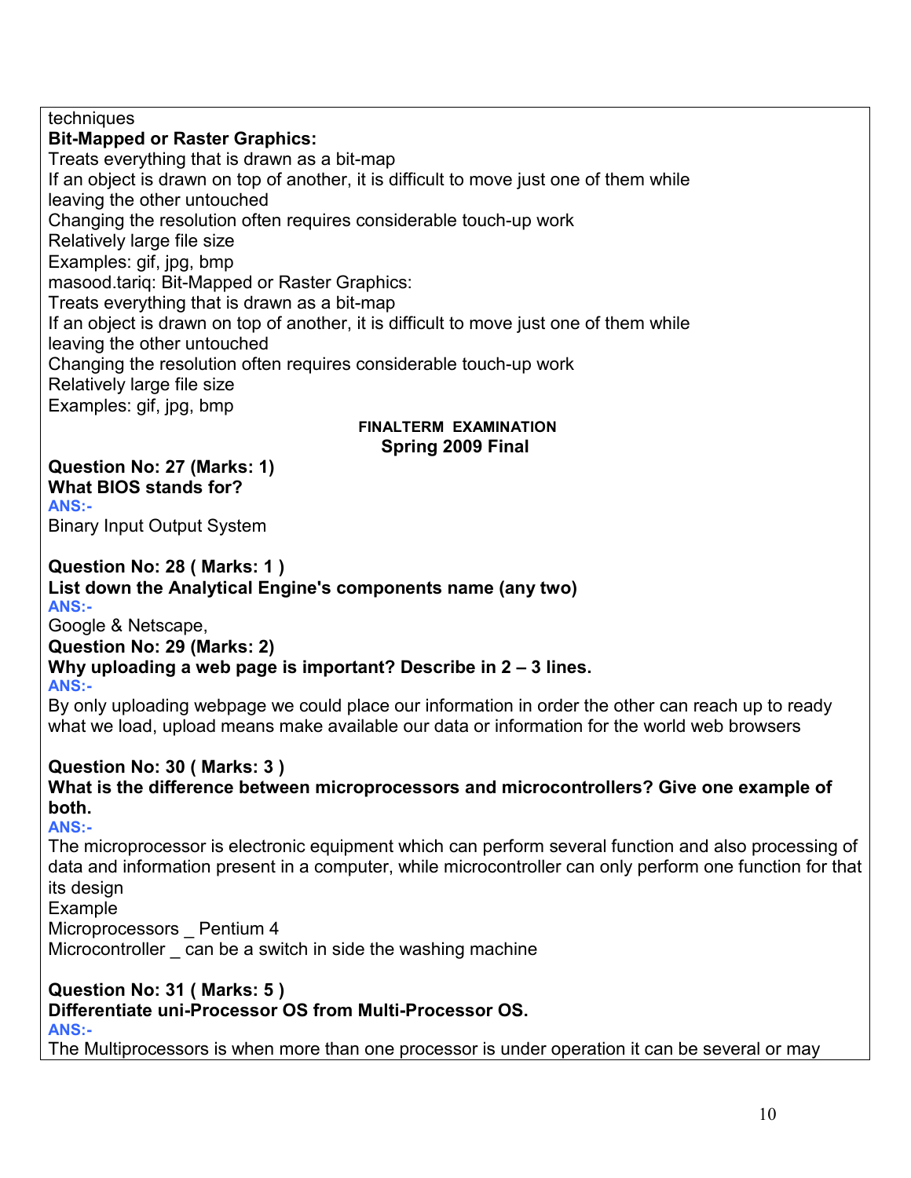techniques

**Bit-Mapped or Raster Graphics:**

Treats everything that is drawn as a bit-map
If an object is drawn on top of another, it is difficult to move just one of them while leaving the other untouched
Changing the resolution often requires considerable touch-up work
Relatively large file size
Examples: gif, jpg, bmp
masood.tariq: Bit-Mapped or Raster Graphics:
Treats everything that is drawn as a bit-map
If an object is drawn on top of another, it is difficult to move just one of them while leaving the other untouched
Changing the resolution often requires considerable touch-up work
Relatively large file size
Examples: gif, jpg, bmp

**FINALTERM EXAMINATION**
**Spring 2009 Final**

**Question No: 27 (Marks: 1)**
**What BIOS stands for?**
**ANS:-**
Binary Input Output System

**Question No: 28 ( Marks: 1 )**
**List down the Analytical Engine's components name (any two)**
**ANS:-**
Google & Netscape,

**Question No: 29 (Marks: 2)**
**Why uploading a web page is important? Describe in 2 – 3 lines.**
**ANS:-**
By only uploading webpage we could place our information in order the other can reach up to ready what we load, upload means make available our data or information for the world web browsers

**Question No: 30 ( Marks: 3 )**
**What is the difference between microprocessors and microcontrollers? Give one example of both.**
**ANS:-**
The microprocessor is electronic equipment which can perform several function and also processing of data and information present in a computer, while microcontroller can only perform one function for that its design
Example
Microprocessors _ Pentium 4
Microcontroller _ can be a switch in side the washing machine

**Question No: 31 ( Marks: 5 )**
**Differentiate uni-Processor OS from Multi-Processor OS.**
**ANS:-**
The Multiprocessors is when more than one processor is under operation it can be several or may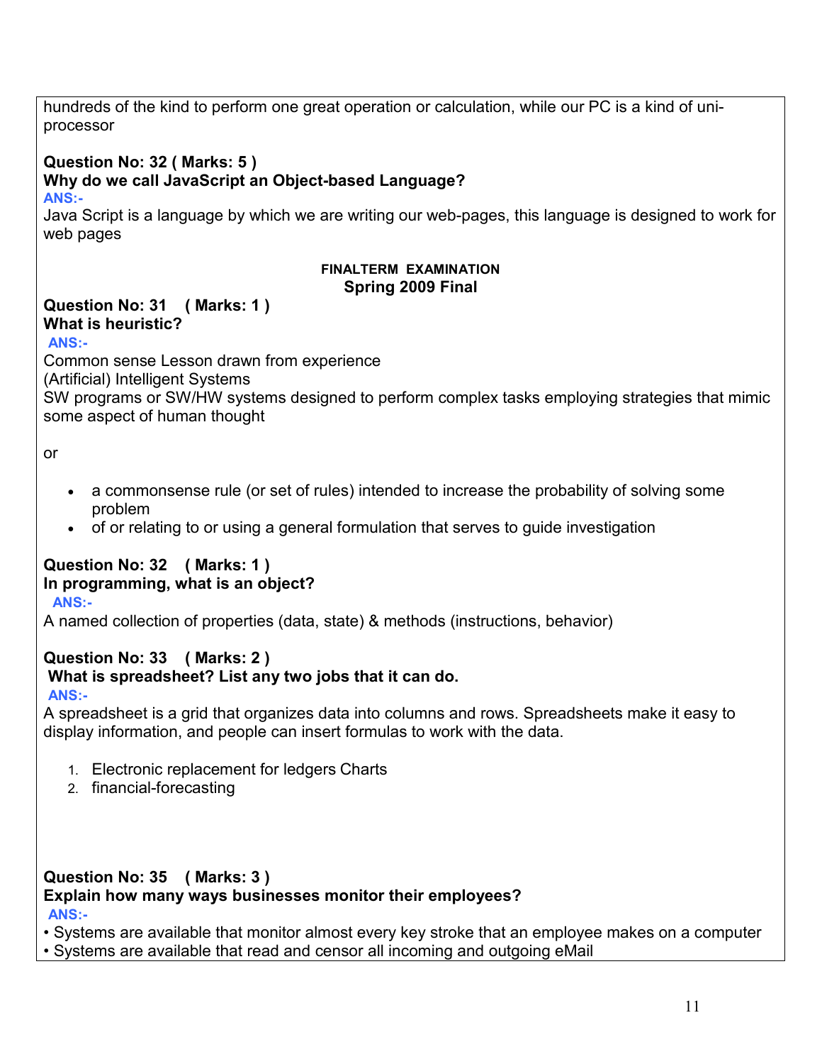hundreds of the kind to perform one great operation or calculation, while our PC is a kind of uni-processor

**Question No: 32 ( Marks: 5 )**
**Why do we call JavaScript an Object-based Language?**
**ANS:-**
Java Script is a language by which we are writing our web-pages, this language is designed to work for web pages

## FINALTERM EXAMINATION
### Spring 2009 Final

**Question No: 31 ( Marks: 1 )**
**What is heuristic?**
**ANS:-**
Common sense Lesson drawn from experience
(Artificial) Intelligent Systems
SW programs or SW/HW systems designed to perform complex tasks employing strategies that mimic some aspect of human thought

or

- a commonsense rule (or set of rules) intended to increase the probability of solving some problem
- of or relating to or using a general formulation that serves to guide investigation

**Question No: 32 ( Marks: 1 )**
**In programming, what is an object?**
**ANS:-**
A named collection of properties (data, state) & methods (instructions, behavior)

**Question No: 33 ( Marks: 2 )**
**What is spreadsheet? List any two jobs that it can do.**
**ANS:-**
A spreadsheet is a grid that organizes data into columns and rows. Spreadsheets make it easy to display information, and people can insert formulas to work with the data.

1. Electronic replacement for ledgers Charts
2. financial-forecasting

**Question No: 35 ( Marks: 3 )**
**Explain how many ways businesses monitor their employees?**
**ANS:-**
- Systems are available that monitor almost every key stroke that an employee makes on a computer
- Systems are available that read and censor all incoming and outgoing eMail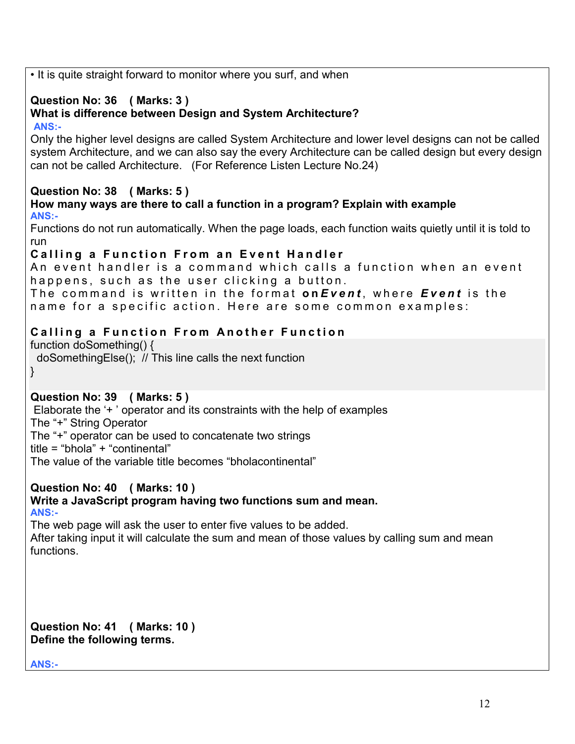• It is quite straight forward to monitor where you surf, and when

**Question No: 36 ( Marks: 3 )**
**What is difference between Design and System Architecture?**
ANS:-
Only the higher level designs are called System Architecture and lower level designs can not be called system Architecture, and we can also say the every Architecture can be called design but every design can not be called Architecture. (For Reference Listen Lecture No.24)

**Question No: 38 ( Marks: 5 )**
**How many ways are there to call a function in a program? Explain with example**
ANS:-
Functions do not run automatically. When the page loads, each function waits quietly until it is told to run

**Calling a Function From an Event Handler**
An event handler is a command which calls a function when an event happens, such as the user clicking a button.
The command is written in the format **on*Event***, where ***Event*** is the name for a specific action. Here are some common examples:

**Calling a Function From Another Function**

```
function doSomething() {
  doSomethingElse();  // This line calls the next function
}
```

**Question No: 39 ( Marks: 5 )**
Elaborate the '+ ' operator and its constraints with the help of examples
The "+" String Operator
The "+" operator can be used to concatenate two strings
title = "bhola" + "continental"
The value of the variable title becomes "bholacontinental"

**Question No: 40 ( Marks: 10 )**
**Write a JavaScript program having two functions sum and mean.**
ANS:-
The web page will ask the user to enter five values to be added.
After taking input it will calculate the sum and mean of those values by calling sum and mean functions.

**Question No: 41 ( Marks: 10 )**
**Define the following terms.**

ANS:-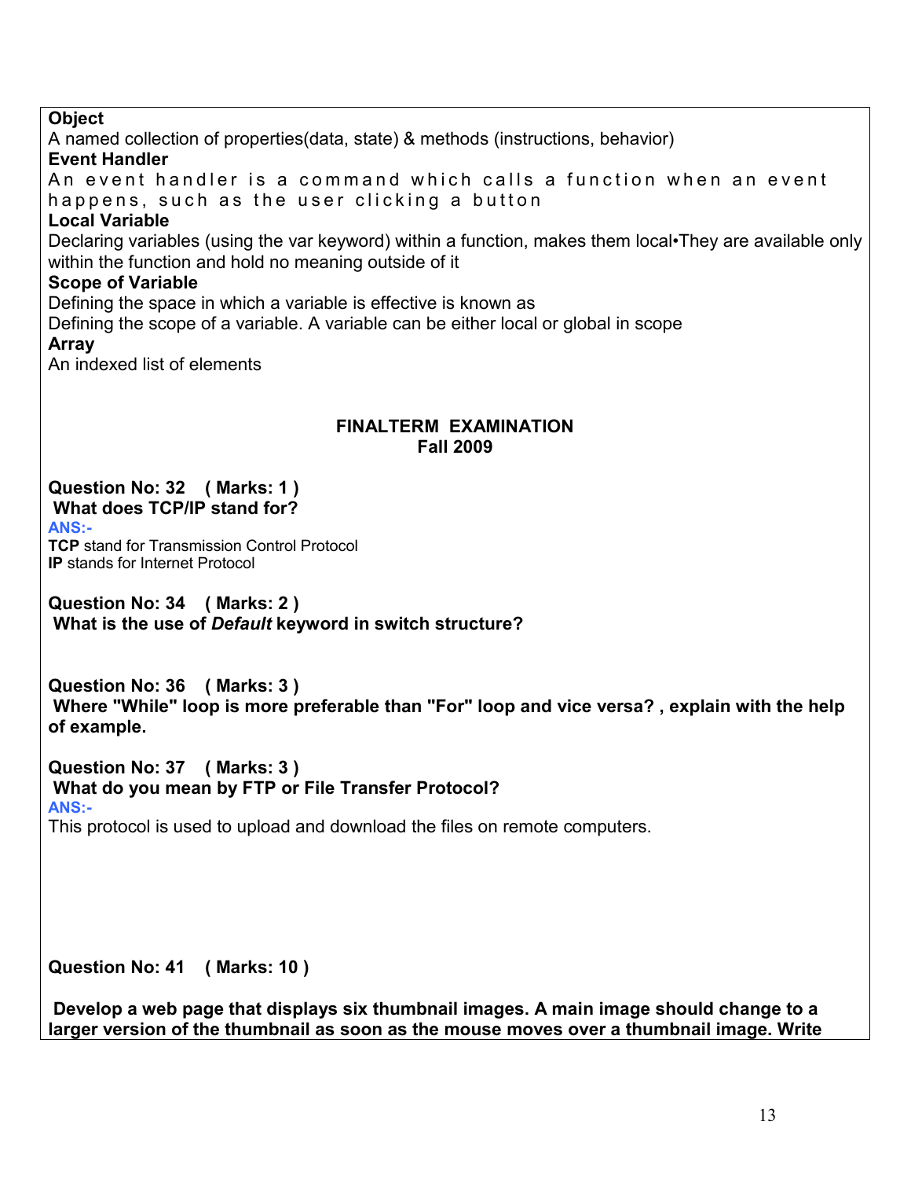**Object**
A named collection of properties(data, state) & methods (instructions, behavior)

**Event Handler**
An event handler is a command which calls a function when an event happens, such as the user clicking a button

**Local Variable**
Declaring variables (using the var keyword) within a function, makes them local•They are available only within the function and hold no meaning outside of it

**Scope of Variable**
Defining the space in which a variable is effective is known as
Defining the scope of a variable. A variable can be either local or global in scope

**Array**
An indexed list of elements

## FINALTERM EXAMINATION
## Fall 2009

**Question No: 32 ( Marks: 1 )**
**What does TCP/IP stand for?**

**ANS:-**
**TCP** stand for Transmission Control Protocol
**IP** stands for Internet Protocol

**Question No: 34 ( Marks: 2 )**
**What is the use of *Default* keyword in switch structure?**

**Question No: 36 ( Marks: 3 )**
**Where "While" loop is more preferable than "For" loop and vice versa? , explain with the help of example.**

**Question No: 37 ( Marks: 3 )**
**What do you mean by FTP or File Transfer Protocol?**

**ANS:-**
This protocol is used to upload and download the files on remote computers.

**Question No: 41 ( Marks: 10 )**

**Develop a web page that displays six thumbnail images. A main image should change to a larger version of the thumbnail as soon as the mouse moves over a thumbnail image. Write**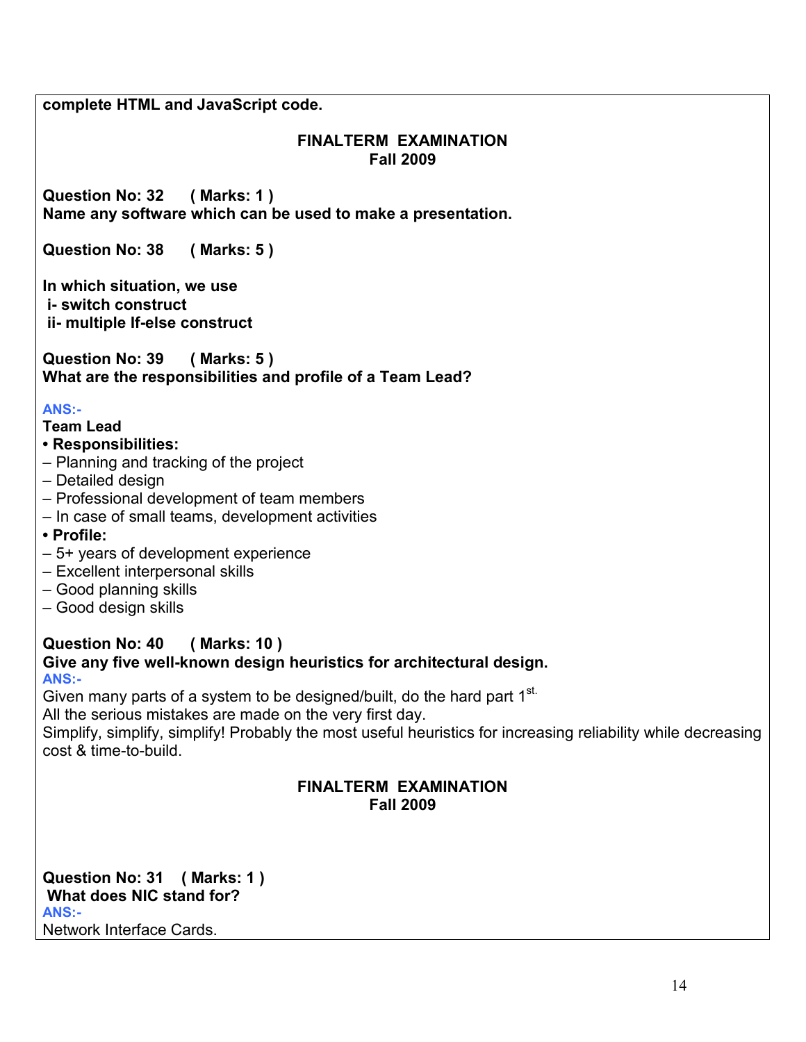**complete HTML and JavaScript code.**

**FINALTERM EXAMINATION**
**Fall 2009**

**Question No: 32 ( Marks: 1 )**
**Name any software which can be used to make a presentation.**

**Question No: 38 ( Marks: 5 )**

**In which situation, we use**
**i- switch construct**
**ii- multiple If-else construct**

**Question No: 39 ( Marks: 5 )**
**What are the responsibilities and profile of a Team Lead?**

**ANS:-**
**Team Lead**
- **Responsibilities:**
  – Planning and tracking of the project
  – Detailed design
  – Professional development of team members
  – In case of small teams, development activities
- **Profile:**
  – 5+ years of development experience
  – Excellent interpersonal skills
  – Good planning skills
  – Good design skills

**Question No: 40 ( Marks: 10 )**
**Give any five well-known design heuristics for architectural design.**
**ANS:-**
Given many parts of a system to be designed/built, do the hard part 1st.
All the serious mistakes are made on the very first day.
Simplify, simplify, simplify! Probably the most useful heuristics for increasing reliability while decreasing cost & time-to-build.

**FINALTERM EXAMINATION**
**Fall 2009**

**Question No: 31 ( Marks: 1 )**
**What does NIC stand for?**
**ANS:-**
Network Interface Cards.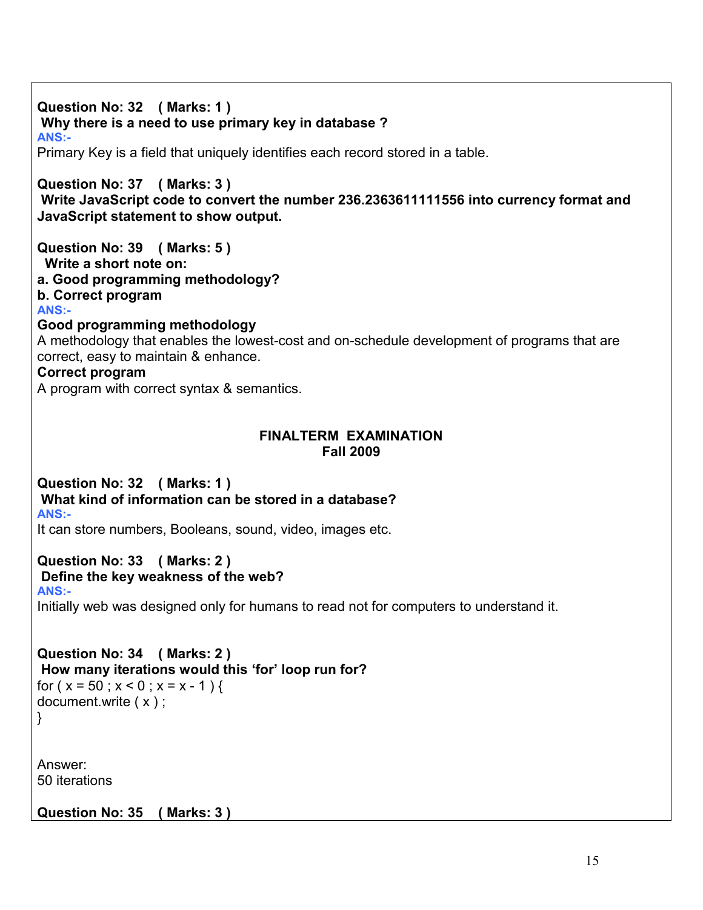**Question No: 32 ( Marks: 1 )**
**Why there is a need to use primary key in database ?**
**ANS:-**
Primary Key is a field that uniquely identifies each record stored in a table.

**Question No: 37 ( Marks: 3 )**
**Write JavaScript code to convert the number 236.2363611111556 into currency format and JavaScript statement to show output.**

**Question No: 39 ( Marks: 5 )**
**Write a short note on:**
**a. Good programming methodology?**
**b. Correct program**
**ANS:-**
**Good programming methodology**
A methodology that enables the lowest-cost and on-schedule development of programs that are correct, easy to maintain & enhance.
**Correct program**
A program with correct syntax & semantics.

## FINALTERM EXAMINATION
### Fall 2009

**Question No: 32 ( Marks: 1 )**
**What kind of information can be stored in a database?**
**ANS:-**
It can store numbers, Booleans, sound, video, images etc.

**Question No: 33 ( Marks: 2 )**
**Define the key weakness of the web?**
**ANS:-**
Initially web was designed only for humans to read not for computers to understand it.

**Question No: 34 ( Marks: 2 )**
**How many iterations would this 'for' loop run for?**

```
for ( x = 50 ; x < 0 ; x = x - 1 ) {
document.write ( x ) ;
}
```

Answer:
50 iterations

**Question No: 35 ( Marks: 3 )**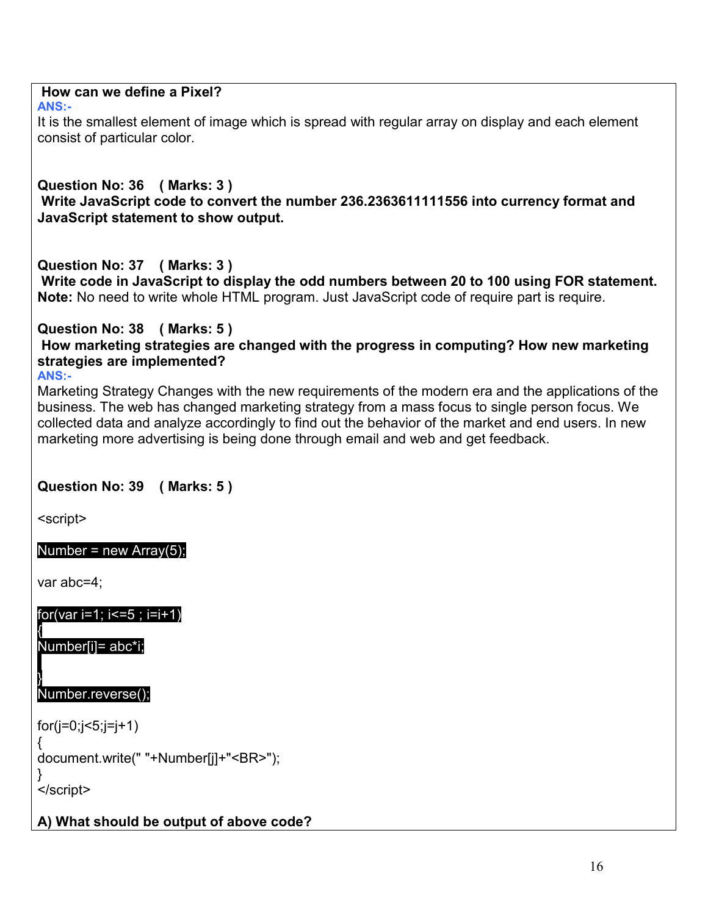**How can we define a Pixel?**

ANS:-

It is the smallest element of image which is spread with regular array on display and each element consist of particular color.

**Question No: 36 ( Marks: 3 )**

**Write JavaScript code to convert the number 236.2363611111556 into currency format and JavaScript statement to show output.**

**Question No: 37 ( Marks: 3 )**

**Write code in JavaScript to display the odd numbers between 20 to 100 using FOR statement.**

**Note:** No need to write whole HTML program. Just JavaScript code of require part is require.

**Question No: 38 ( Marks: 5 )**

**How marketing strategies are changed with the progress in computing? How new marketing strategies are implemented?**

ANS:-

Marketing Strategy Changes with the new requirements of the modern era and the applications of the business. The web has changed marketing strategy from a mass focus to single person focus. We collected data and analyze accordingly to find out the behavior of the market and end users. In new marketing more advertising is being done through email and web and get feedback.

**Question No: 39 ( Marks: 5 )**

```
<script>

Number = new Array(5);

var abc=4;

for(var i=1; i<=5 ; i=i+1)
{
Number[i]= abc*i;

}
Number.reverse();

for(j=0;j<5;j=j+1)
{
document.write(" "+Number[j]+"<BR>");
}
</script>
```

**A) What should be output of above code?**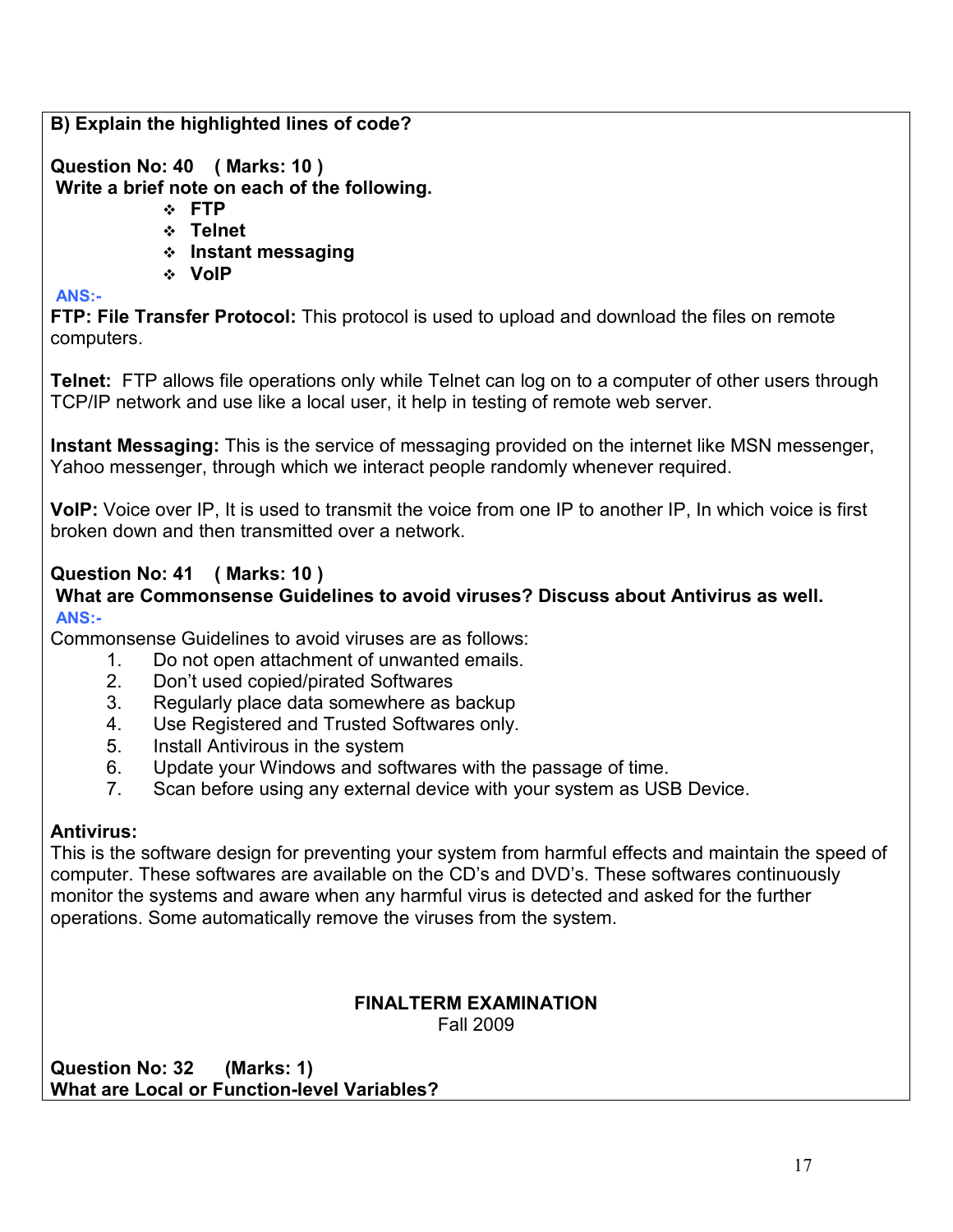**B) Explain the highlighted lines of code?**

**Question No: 40 ( Marks: 10 )**
**Write a brief note on each of the following.**

- **FTP**
- **Telnet**
- **Instant messaging**
- **VoIP**

**ANS:-**
**FTP: File Transfer Protocol:** This protocol is used to upload and download the files on remote computers.

**Telnet:** FTP allows file operations only while Telnet can log on to a computer of other users through TCP/IP network and use like a local user, it help in testing of remote web server.

**Instant Messaging:** This is the service of messaging provided on the internet like MSN messenger, Yahoo messenger, through which we interact people randomly whenever required.

**VoIP:** Voice over IP, It is used to transmit the voice from one IP to another IP, In which voice is first broken down and then transmitted over a network.

**Question No: 41 ( Marks: 10 )**
**What are Commonsense Guidelines to avoid viruses? Discuss about Antivirus as well.**
**ANS:-**
Commonsense Guidelines to avoid viruses are as follows:

1. Do not open attachment of unwanted emails.
2. Don't used copied/pirated Softwares
3. Regularly place data somewhere as backup
4. Use Registered and Trusted Softwares only.
5. Install Antivirous in the system
6. Update your Windows and softwares with the passage of time.
7. Scan before using any external device with your system as USB Device.

**Antivirus:**
This is the software design for preventing your system from harmful effects and maintain the speed of computer. These softwares are available on the CD's and DVD's. These softwares continuously monitor the systems and aware when any harmful virus is detected and asked for the further operations. Some automatically remove the viruses from the system.

## FINALTERM EXAMINATION
Fall 2009

**Question No: 32 (Marks: 1)**
**What are Local or Function-level Variables?**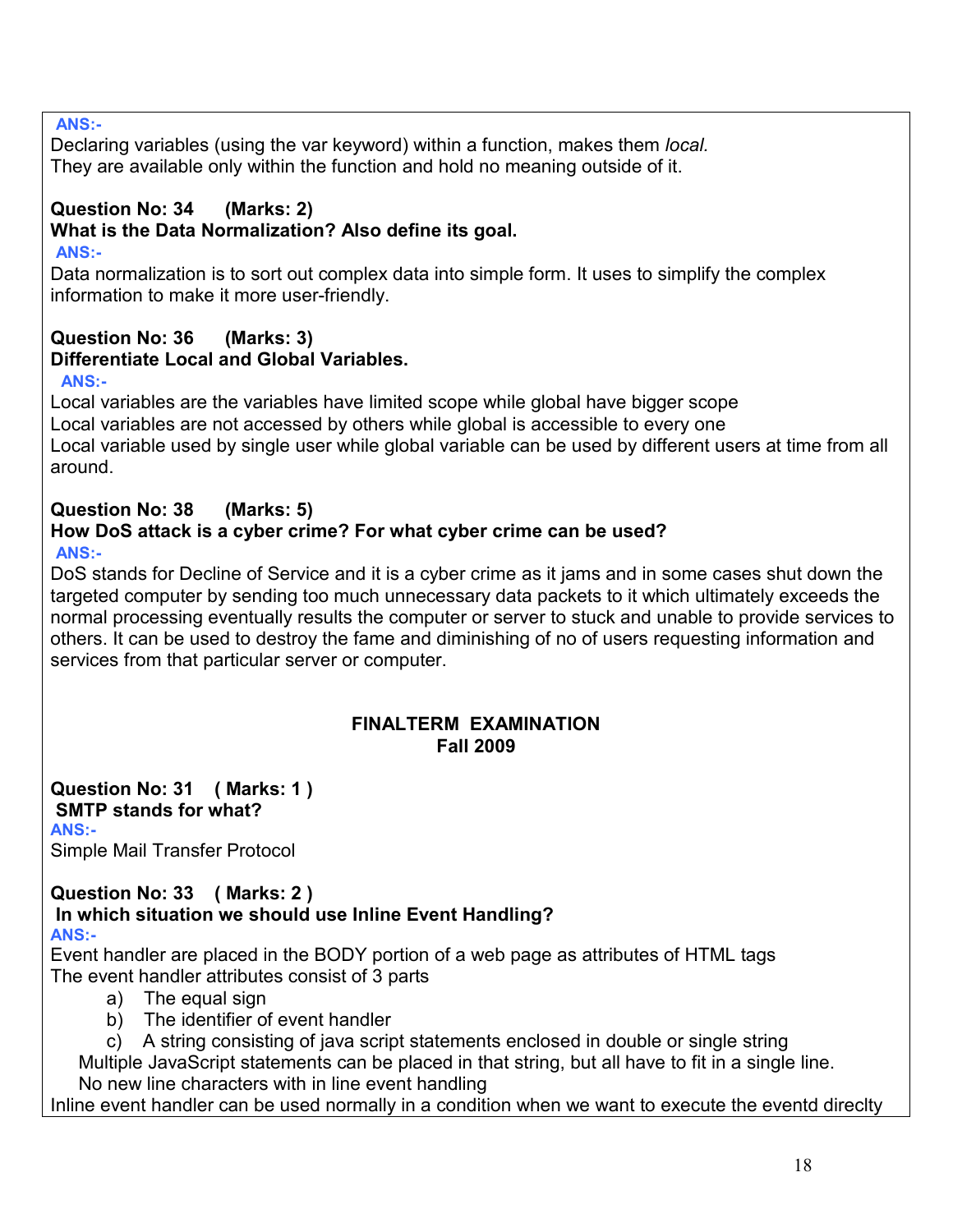**ANS:-**

Declaring variables (using the var keyword) within a function, makes them *local.*
They are available only within the function and hold no meaning outside of it.

**Question No: 34 (Marks: 2)**
**What is the Data Normalization? Also define its goal.**

**ANS:-**

Data normalization is to sort out complex data into simple form. It uses to simplify the complex information to make it more user-friendly.

**Question No: 36 (Marks: 3)**
**Differentiate Local and Global Variables.**

**ANS:-**

Local variables are the variables have limited scope while global have bigger scope
Local variables are not accessed by others while global is accessible to every one
Local variable used by single user while global variable can be used by different users at time from all around.

**Question No: 38 (Marks: 5)**
**How DoS attack is a cyber crime? For what cyber crime can be used?**

**ANS:-**

DoS stands for Decline of Service and it is a cyber crime as it jams and in some cases shut down the targeted computer by sending too much unnecessary data packets to it which ultimately exceeds the normal processing eventually results the computer or server to stuck and unable to provide services to others. It can be used to destroy the fame and diminishing of no of users requesting information and services from that particular server or computer.

## FINALTERM EXAMINATION
## Fall 2009

**Question No: 31 ( Marks: 1 )**
**SMTP stands for what?**

**ANS:-**

Simple Mail Transfer Protocol

**Question No: 33 ( Marks: 2 )**
**In which situation we should use Inline Event Handling?**

**ANS:-**

Event handler are placed in the BODY portion of a web page as attributes of HTML tags
The event handler attributes consist of 3 parts

a) The equal sign
b) The identifier of event handler
c) A string consisting of java script statements enclosed in double or single string

Multiple JavaScript statements can be placed in that string, but all have to fit in a single line.
No new line characters with in line event handling

Inline event handler can be used normally in a condition when we want to execute the eventd direclty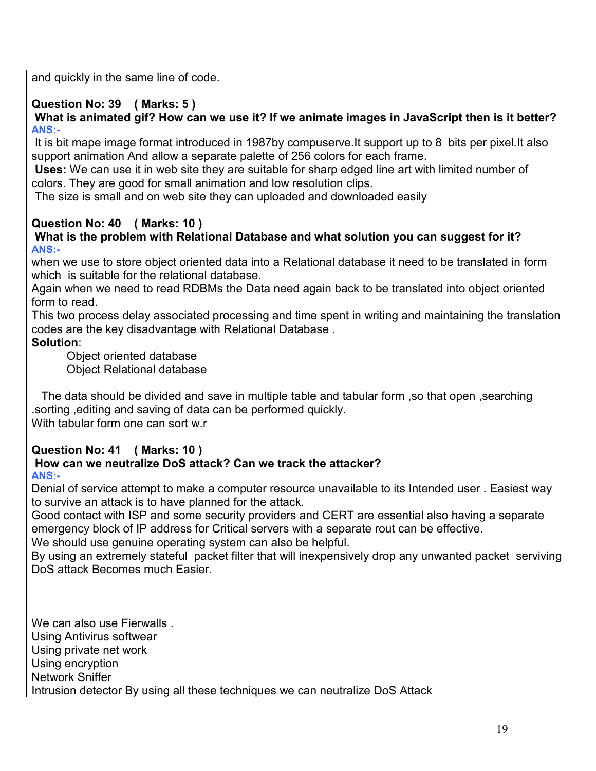and quickly in the same line of code.

**Question No: 39 ( Marks: 5 )**

**What is animated gif? How can we use it? If we animate images in JavaScript then is it better?**

**ANS:-**

It is bit mape image format introduced in 1987by compuserve.It support up to 8 bits per pixel.It also support animation And allow a separate palette of 256 colors for each frame.

**Uses:** We can use it in web site they are suitable for sharp edged line art with limited number of colors. They are good for small animation and low resolution clips.

The size is small and on web site they can uploaded and downloaded easily

**Question No: 40 ( Marks: 10 )**

**What is the problem with Relational Database and what solution you can suggest for it?**

**ANS:-**

when we use to store object oriented data into a Relational database it need to be translated in form which is suitable for the relational database.

Again when we need to read RDBMs the Data need again back to be translated into object oriented form to read.

This two process delay associated processing and time spent in writing and maintaining the translation codes are the key disadvantage with Relational Database .

**Solution**:

Object oriented database
Object Relational database

The data should be divided and save in multiple table and tabular form ,so that open ,searching .sorting ,editing and saving of data can be performed quickly.

With tabular form one can sort w.r

**Question No: 41 ( Marks: 10 )**

**How can we neutralize DoS attack? Can we track the attacker?**

**ANS:-**

Denial of service attempt to make a computer resource unavailable to its Intended user . Easiest way to survive an attack is to have planned for the attack.

Good contact with ISP and some security providers and CERT are essential also having a separate emergency block of IP address for Critical servers with a separate rout can be effective.

We should use genuine operating system can also be helpful.

By using an extremely stateful packet filter that will inexpensively drop any unwanted packet serviving DoS attack Becomes much Easier.

We can also use Fierwalls .
Using Antivirus softwear
Using private net work
Using encryption
Network Sniffer
Intrusion detector By using all these techniques we can neutralize DoS Attack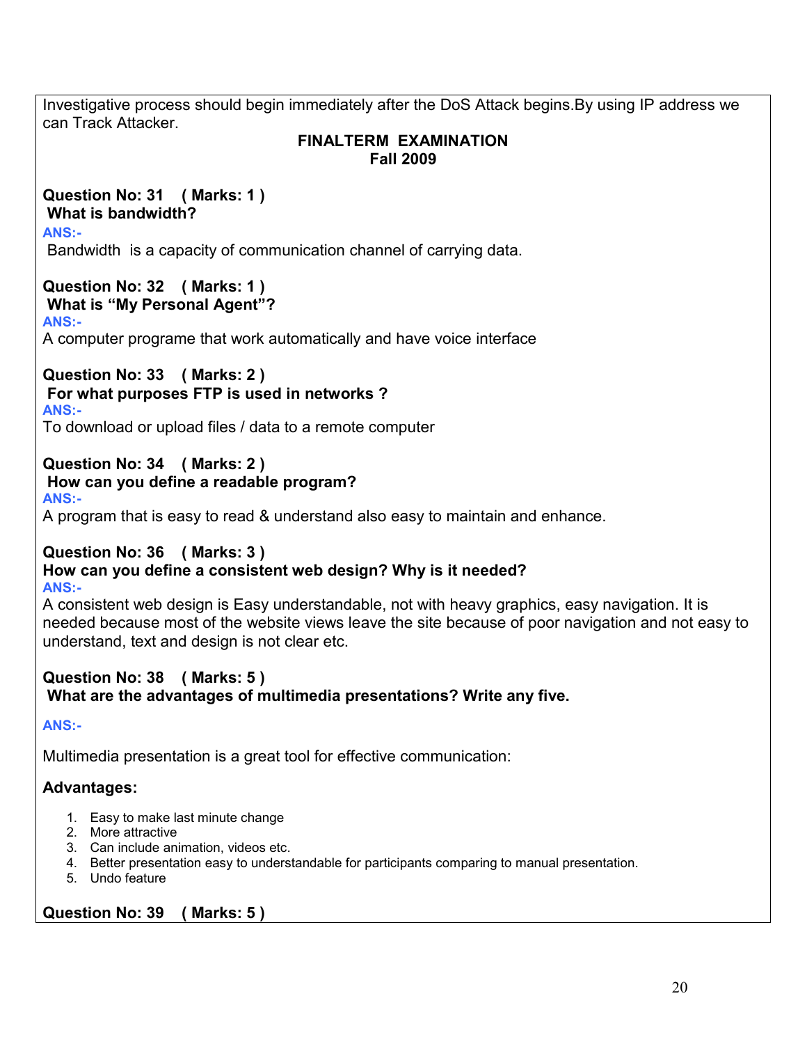Investigative process should begin immediately after the DoS Attack begins.By using IP address we can Track Attacker.

**FINALTERM EXAMINATION**
**Fall 2009**

**Question No: 31 ( Marks: 1 )**
**What is bandwidth?**

**ANS:-**

Bandwidth is a capacity of communication channel of carrying data.

**Question No: 32 ( Marks: 1 )**
**What is "My Personal Agent"?**

**ANS:-**

A computer programe that work automatically and have voice interface

**Question No: 33 ( Marks: 2 )**
**For what purposes FTP is used in networks ?**

**ANS:-**

To download or upload files / data to a remote computer

**Question No: 34 ( Marks: 2 )**
**How can you define a readable program?**

**ANS:-**

A program that is easy to read & understand also easy to maintain and enhance.

**Question No: 36 ( Marks: 3 )**
**How can you define a consistent web design? Why is it needed?**

**ANS:-**

A consistent web design is Easy understandable, not with heavy graphics, easy navigation. It is needed because most of the website views leave the site because of poor navigation and not easy to understand, text and design is not clear etc.

**Question No: 38 ( Marks: 5 )**
**What are the advantages of multimedia presentations? Write any five.**

**ANS:-**

Multimedia presentation is a great tool for effective communication:

**Advantages:**

1. Easy to make last minute change
2. More attractive
3. Can include animation, videos etc.
4. Better presentation easy to understandable for participants comparing to manual presentation.
5. Undo feature

**Question No: 39 ( Marks: 5 )**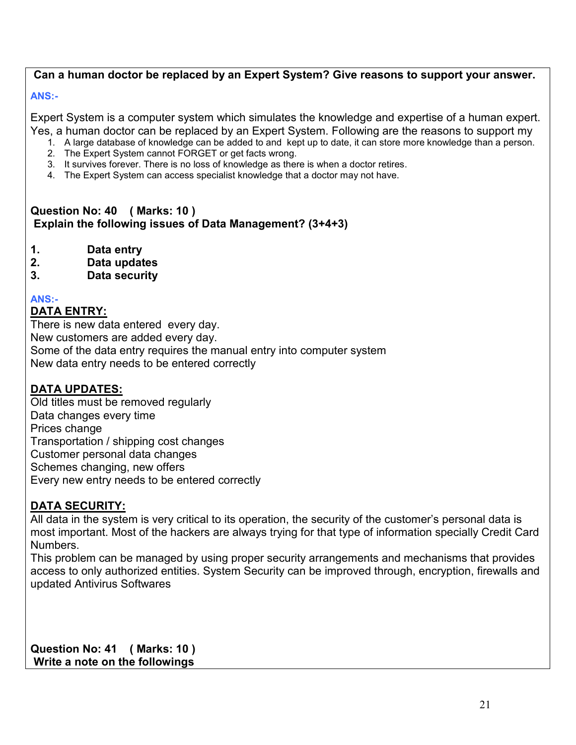**Can a human doctor be replaced by an Expert System? Give reasons to support your answer.**

ANS:-

Expert System is a computer system which simulates the knowledge and expertise of a human expert.
Yes, a human doctor can be replaced by an Expert System. Following are the reasons to support my

1. A large database of knowledge can be added to and kept up to date, it can store more knowledge than a person.
2. The Expert System cannot FORGET or get facts wrong.
3. It survives forever. There is no loss of knowledge as there is when a doctor retires.
4. The Expert System can access specialist knowledge that a doctor may not have.

**Question No: 40 ( Marks: 10 )**
**Explain the following issues of Data Management? (3+4+3)**

1. **Data entry**
2. **Data updates**
3. **Data security**

ANS:-

**DATA ENTRY:**

There is new data entered every day.
New customers are added every day.
Some of the data entry requires the manual entry into computer system
New data entry needs to be entered correctly

**DATA UPDATES:**

Old titles must be removed regularly
Data changes every time
Prices change
Transportation / shipping cost changes
Customer personal data changes
Schemes changing, new offers
Every new entry needs to be entered correctly

**DATA SECURITY:**

All data in the system is very critical to its operation, the security of the customer's personal data is most important. Most of the hackers are always trying for that type of information specially Credit Card Numbers.
This problem can be managed by using proper security arrangements and mechanisms that provides access to only authorized entities. System Security can be improved through, encryption, firewalls and updated Antivirus Softwares

**Question No: 41 ( Marks: 10 )**
**Write a note on the followings**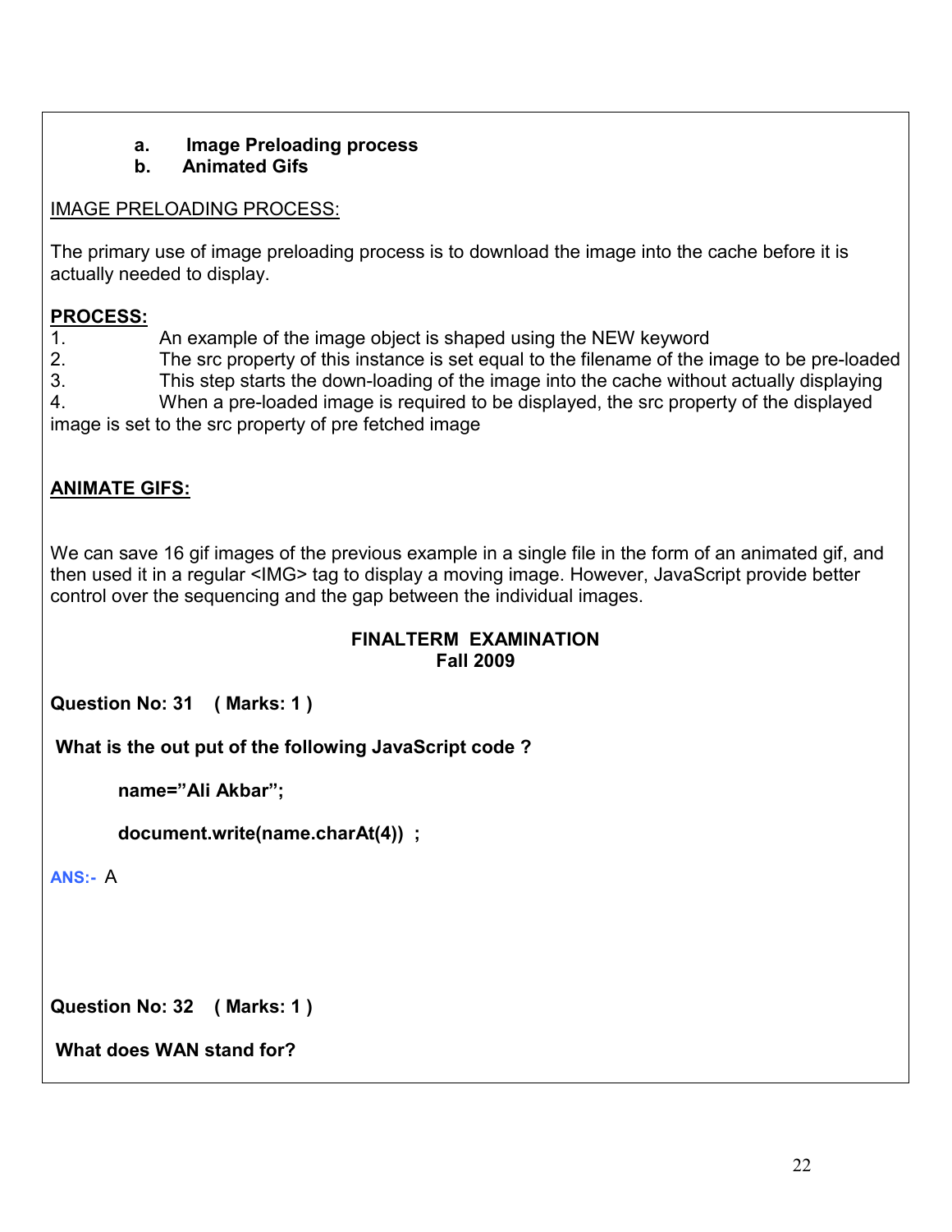**a. Image Preloading process**
**b. Animated Gifs**

IMAGE PRELOADING PROCESS:

The primary use of image preloading process is to download the image into the cache before it is actually needed to display.

**PROCESS:**

1. An example of the image object is shaped using the NEW keyword
2. The src property of this instance is set equal to the filename of the image to be pre-loaded
3. This step starts the down-loading of the image into the cache without actually displaying
4. When a pre-loaded image is required to be displayed, the src property of the displayed image is set to the src property of pre fetched image

**ANIMATE GIFS:**

We can save 16 gif images of the previous example in a single file in the form of an animated gif, and then used it in a regular <IMG> tag to display a moving image. However, JavaScript provide better control over the sequencing and the gap between the individual images.

## FINALTERM EXAMINATION
## Fall 2009

**Question No: 31 ( Marks: 1 )**

**What is the out put of the following JavaScript code ?**

```
name="Ali Akbar";

document.write(name.charAt(4)) ;
```

ANS:- A

**Question No: 32 ( Marks: 1 )**

**What does WAN stand for?**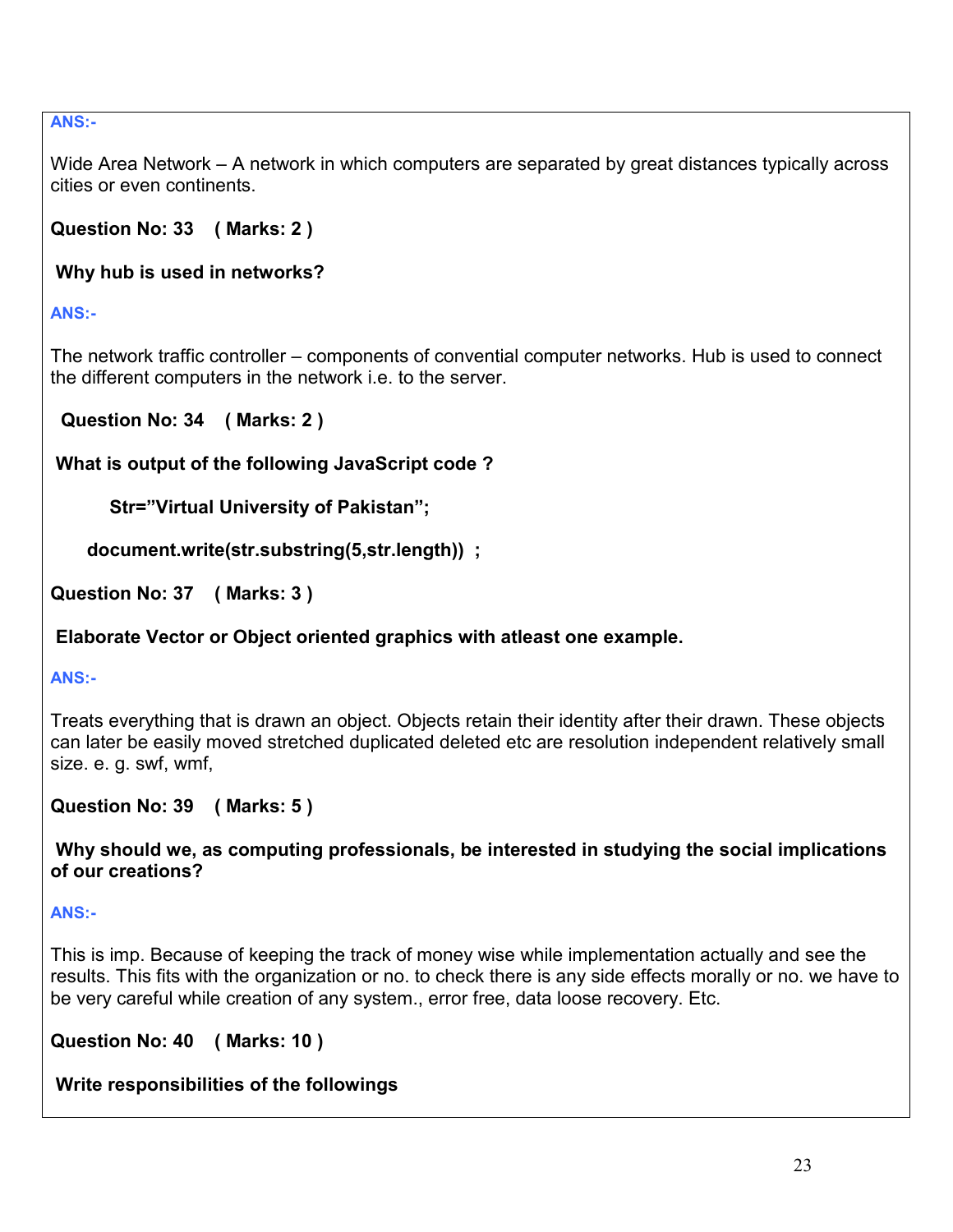**ANS:-**

Wide Area Network – A network in which computers are separated by great distances typically across cities or even continents.

**Question No: 33 ( Marks: 2 )**

**Why hub is used in networks?**

**ANS:-**

The network traffic controller – components of convential computer networks. Hub is used to connect the different computers in the network i.e. to the server.

**Question No: 34 ( Marks: 2 )**

**What is output of the following JavaScript code ?**

```
Str="Virtual University of Pakistan";

document.write(str.substring(5,str.length)) ;
```

**Question No: 37 ( Marks: 3 )**

**Elaborate Vector or Object oriented graphics with atleast one example.**

**ANS:-**

Treats everything that is drawn an object. Objects retain their identity after their drawn. These objects can later be easily moved stretched duplicated deleted etc are resolution independent relatively small size. e. g. swf, wmf,

**Question No: 39 ( Marks: 5 )**

**Why should we, as computing professionals, be interested in studying the social implications of our creations?**

**ANS:-**

This is imp. Because of keeping the track of money wise while implementation actually and see the results. This fits with the organization or no. to check there is any side effects morally or no. we have to be very careful while creation of any system., error free, data loose recovery. Etc.

**Question No: 40 ( Marks: 10 )**

**Write responsibilities of the followings**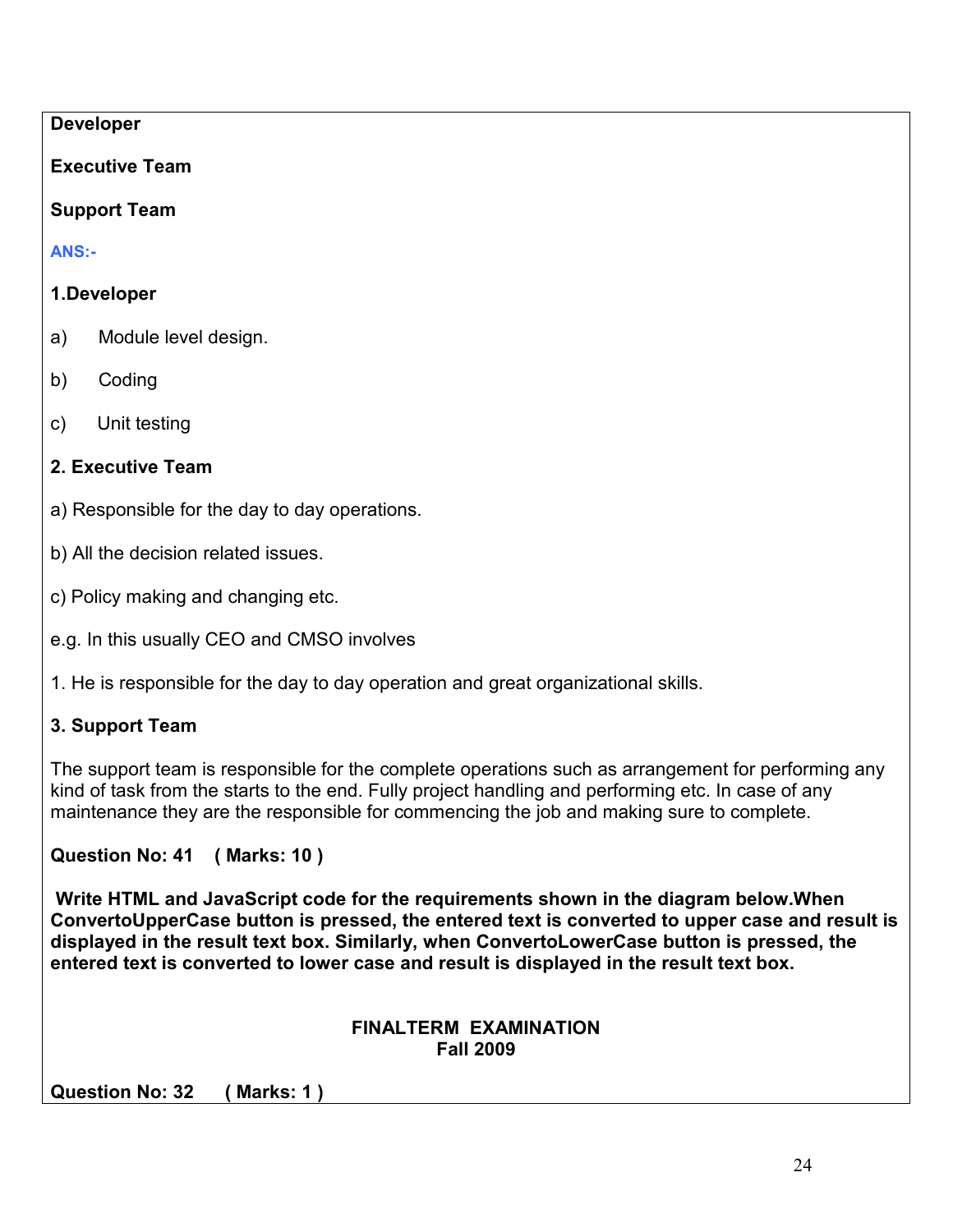**Developer**

**Executive Team**

**Support Team**

**ANS:-**

**1.Developer**

a) Module level design.

b) Coding

c) Unit testing

**2. Executive Team**

a) Responsible for the day to day operations.

b) All the decision related issues.

c) Policy making and changing etc.

e.g. In this usually CEO and CMSO involves

1. He is responsible for the day to day operation and great organizational skills.

**3. Support Team**

The support team is responsible for the complete operations such as arrangement for performing any kind of task from the starts to the end. Fully project handling and performing etc. In case of any maintenance they are the responsible for commencing the job and making sure to complete.

**Question No: 41 ( Marks: 10 )**

**Write HTML and JavaScript code for the requirements shown in the diagram below.When ConvertoUpperCase button is pressed, the entered text is converted to upper case and result is displayed in the result text box. Similarly, when ConvertoLowerCase button is pressed, the entered text is converted to lower case and result is displayed in the result text box.**

**FINALTERM EXAMINATION**
**Fall 2009**

**Question No: 32 ( Marks: 1 )**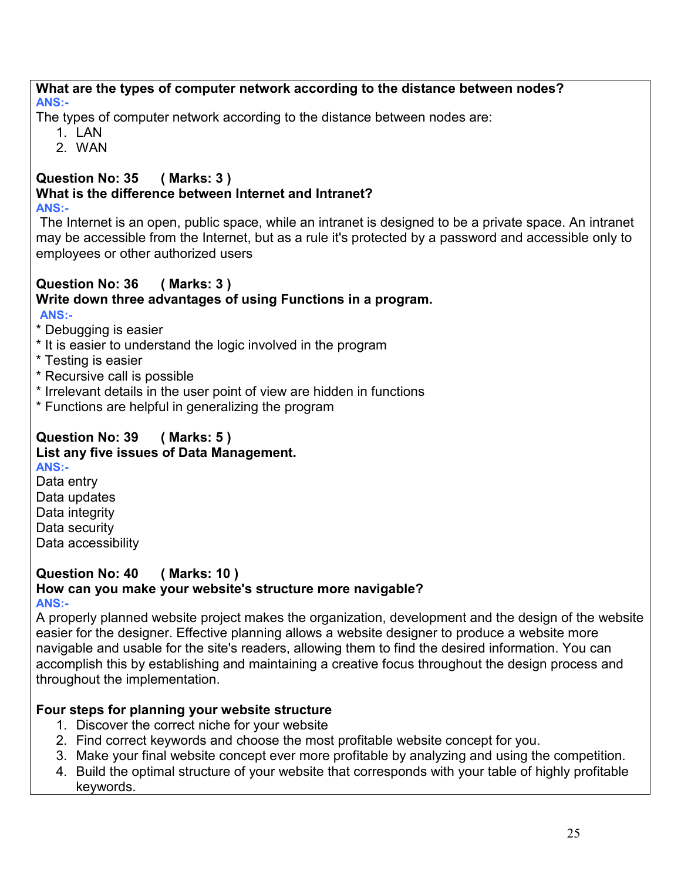**What are the types of computer network according to the distance between nodes?**

**ANS:-**

The types of computer network according to the distance between nodes are:

1. LAN
2. WAN

**Question No: 35 ( Marks: 3 )**

**What is the difference between Internet and Intranet?**

**ANS:-**

The Internet is an open, public space, while an intranet is designed to be a private space. An intranet may be accessible from the Internet, but as a rule it's protected by a password and accessible only to employees or other authorized users

**Question No: 36 ( Marks: 3 )**

**Write down three advantages of using Functions in a program.**

**ANS:-**

* Debugging is easier
* It is easier to understand the logic involved in the program
* Testing is easier
* Recursive call is possible
* Irrelevant details in the user point of view are hidden in functions
* Functions are helpful in generalizing the program

**Question No: 39 ( Marks: 5 )**

**List any five issues of Data Management.**

**ANS:-**

Data entry
Data updates
Data integrity
Data security
Data accessibility

**Question No: 40 ( Marks: 10 )**

**How can you make your website's structure more navigable?**

**ANS:-**

A properly planned website project makes the organization, development and the design of the website easier for the designer. Effective planning allows a website designer to produce a website more navigable and usable for the site's readers, allowing them to find the desired information. You can accomplish this by establishing and maintaining a creative focus throughout the design process and throughout the implementation.

**Four steps for planning your website structure**

1. Discover the correct niche for your website
2. Find correct keywords and choose the most profitable website concept for you.
3. Make your final website concept ever more profitable by analyzing and using the competition.
4. Build the optimal structure of your website that corresponds with your table of highly profitable keywords.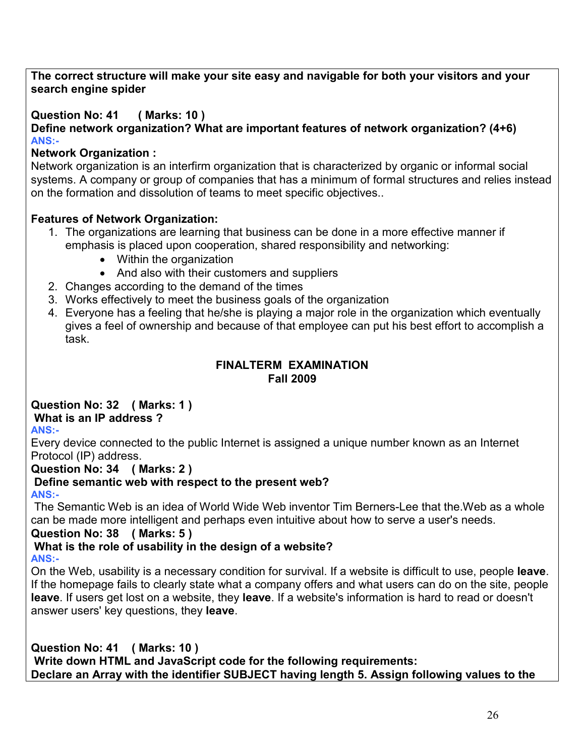**The correct structure will make your site easy and navigable for both your visitors and your search engine spider**

**Question No: 41 ( Marks: 10 )**
**Define network organization? What are important features of network organization? (4+6)**
**ANS:-**

**Network Organization :**
Network organization is an interfirm organization that is characterized by organic or informal social systems. A company or group of companies that has a minimum of formal structures and relies instead on the formation and dissolution of teams to meet specific objectives..

**Features of Network Organization:**

1. The organizations are learning that business can be done in a more effective manner if emphasis is placed upon cooperation, shared responsibility and networking:
   - Within the organization
   - And also with their customers and suppliers
2. Changes according to the demand of the times
3. Works effectively to meet the business goals of the organization
4. Everyone has a feeling that he/she is playing a major role in the organization which eventually gives a feel of ownership and because of that employee can put his best effort to accomplish a task.

## FINALTERM EXAMINATION
## Fall 2009

**Question No: 32 ( Marks: 1 )**
**What is an IP address ?**
**ANS:-**
Every device connected to the public Internet is assigned a unique number known as an Internet Protocol (IP) address.

**Question No: 34 ( Marks: 2 )**
**Define semantic web with respect to the present web?**
**ANS:-**
The Semantic Web is an idea of World Wide Web inventor Tim Berners-Lee that the.Web as a whole can be made more intelligent and perhaps even intuitive about how to serve a user's needs.

**Question No: 38 ( Marks: 5 )**
**What is the role of usability in the design of a website?**
**ANS:-**
On the Web, usability is a necessary condition for survival. If a website is difficult to use, people **leave**. If the homepage fails to clearly state what a company offers and what users can do on the site, people **leave**. If users get lost on a website, they **leave**. If a website's information is hard to read or doesn't answer users' key questions, they **leave**.

**Question No: 41 ( Marks: 10 )**
**Write down HTML and JavaScript code for the following requirements:**
**Declare an Array with the identifier SUBJECT having length 5. Assign following values to the**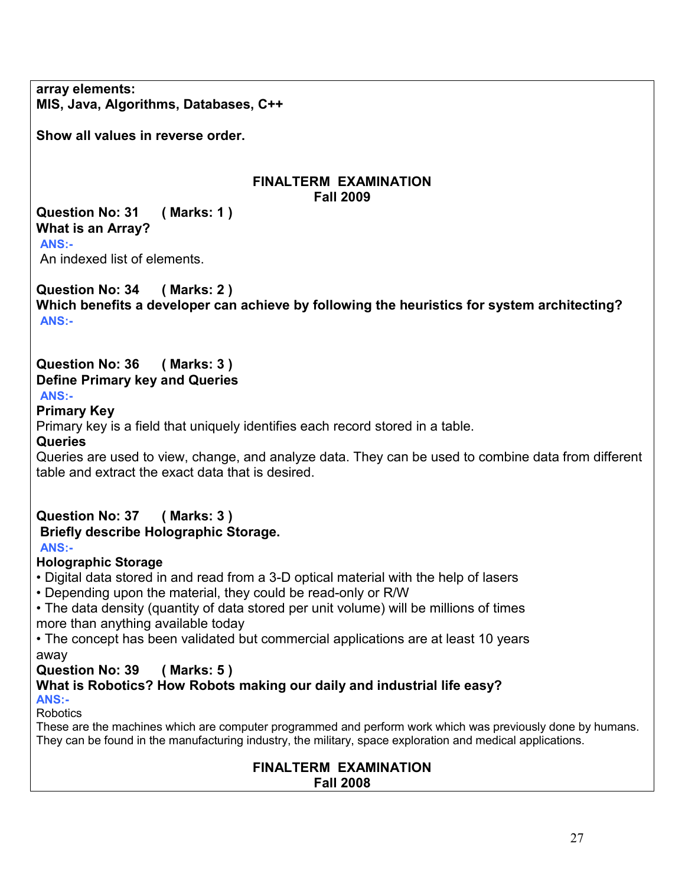**array elements:**
**MIS, Java, Algorithms, Databases, C++**

**Show all values in reverse order.**

## FINALTERM EXAMINATION
## Fall 2009

**Question No: 31 ( Marks: 1 )**
**What is an Array?**
**ANS:-**
An indexed list of elements.

**Question No: 34 ( Marks: 2 )**
**Which benefits a developer can achieve by following the heuristics for system architecting?**
**ANS:-**

**Question No: 36 ( Marks: 3 )**
**Define Primary key and Queries**
**ANS:-**
**Primary Key**
Primary key is a field that uniquely identifies each record stored in a table.
**Queries**
Queries are used to view, change, and analyze data. They can be used to combine data from different table and extract the exact data that is desired.

**Question No: 37 ( Marks: 3 )**
**Briefly describe Holographic Storage.**
**ANS:-**
**Holographic Storage**
- Digital data stored in and read from a 3-D optical material with the help of lasers
- Depending upon the material, they could be read-only or R/W
- The data density (quantity of data stored per unit volume) will be millions of times more than anything available today
- The concept has been validated but commercial applications are at least 10 years away

**Question No: 39 ( Marks: 5 )**
**What is Robotics? How Robots making our daily and industrial life easy?**
**ANS:-**
Robotics
These are the machines which are computer programmed and perform work which was previously done by humans. They can be found in the manufacturing industry, the military, space exploration and medical applications.

## FINALTERM EXAMINATION
## Fall 2008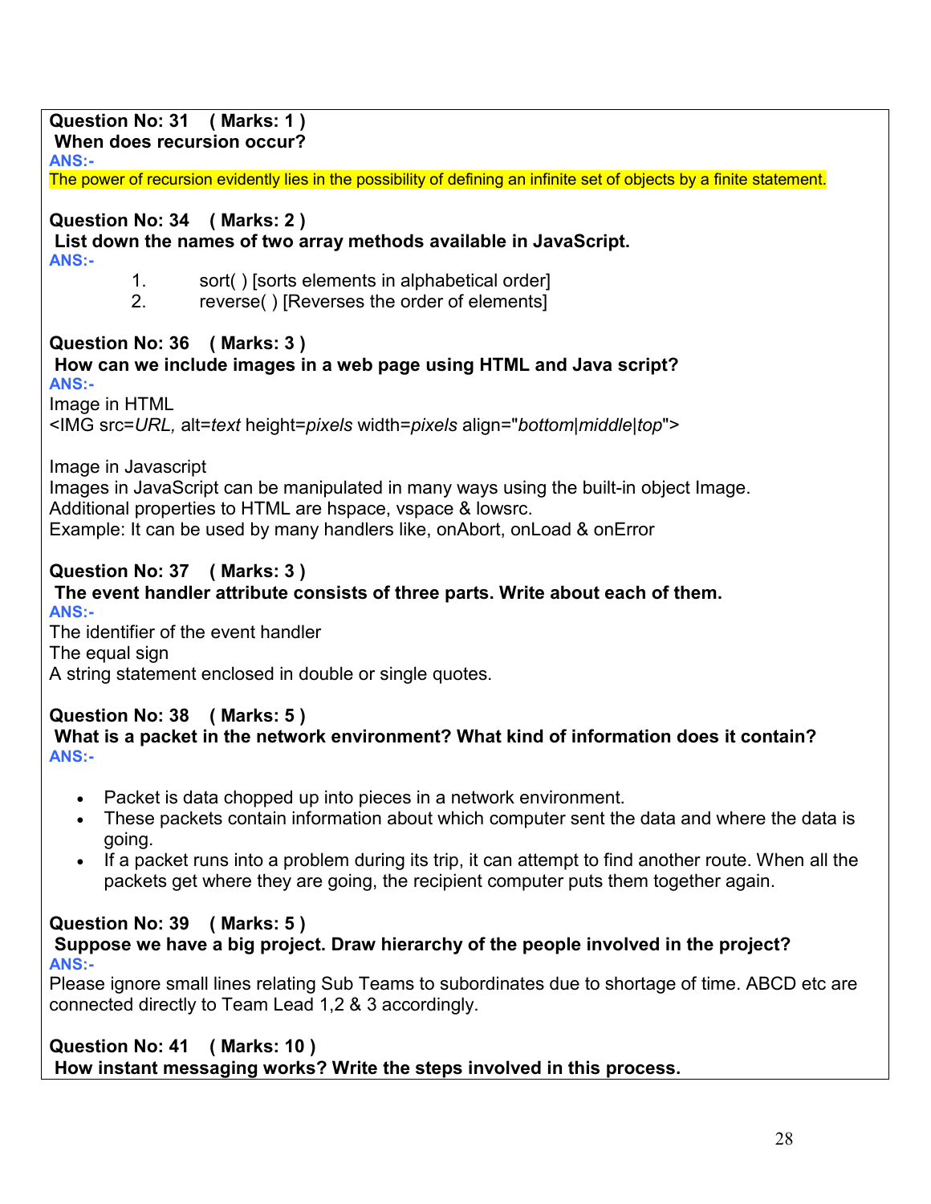**Question No: 31 ( Marks: 1 )**
**When does recursion occur?**
ANS:-
The power of recursion evidently lies in the possibility of defining an infinite set of objects by a finite statement.

**Question No: 34 ( Marks: 2 )**
**List down the names of two array methods available in JavaScript.**
ANS:-

1. sort( ) [sorts elements in alphabetical order]
2. reverse( ) [Reverses the order of elements]

**Question No: 36 ( Marks: 3 )**
**How can we include images in a web page using HTML and Java script?**
ANS:-
Image in HTML
<IMG src=*URL*, alt=*text* height=*pixels* width=*pixels* align="*bottom|middle|top*">

Image in Javascript
Images in JavaScript can be manipulated in many ways using the built-in object Image.
Additional properties to HTML are hspace, vspace & lowsrc.
Example: It can be used by many handlers like, onAbort, onLoad & onError

**Question No: 37 ( Marks: 3 )**
**The event handler attribute consists of three parts. Write about each of them.**
ANS:-
The identifier of the event handler
The equal sign
A string statement enclosed in double or single quotes.

**Question No: 38 ( Marks: 5 )**
**What is a packet in the network environment? What kind of information does it contain?**
ANS:-

- Packet is data chopped up into pieces in a network environment.
- These packets contain information about which computer sent the data and where the data is going.
- If a packet runs into a problem during its trip, it can attempt to find another route. When all the packets get where they are going, the recipient computer puts them together again.

**Question No: 39 ( Marks: 5 )**
**Suppose we have a big project. Draw hierarchy of the people involved in the project?**
ANS:-
Please ignore small lines relating Sub Teams to subordinates due to shortage of time. ABCD etc are connected directly to Team Lead 1,2 & 3 accordingly.

**Question No: 41 ( Marks: 10 )**
**How instant messaging works? Write the steps involved in this process.**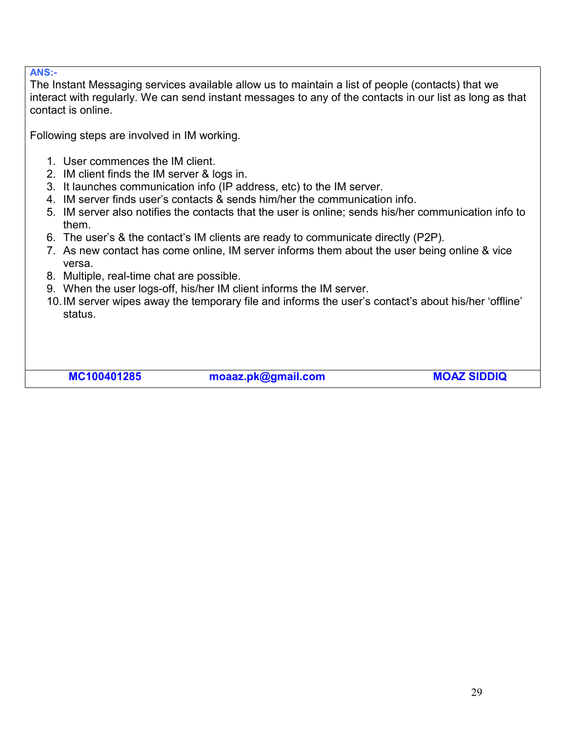**ANS:-**

The Instant Messaging services available allow us to maintain a list of people (contacts) that we interact with regularly. We can send instant messages to any of the contacts in our list as long as that contact is online.

Following steps are involved in IM working.

1. User commences the IM client.
2. IM client finds the IM server & logs in.
3. It launches communication info (IP address, etc) to the IM server.
4. IM server finds user's contacts & sends him/her the communication info.
5. IM server also notifies the contacts that the user is online; sends his/her communication info to them.
6. The user's & the contact's IM clients are ready to communicate directly (P2P).
7. As new contact has come online, IM server informs them about the user being online & vice versa.
8. Multiple, real-time chat are possible.
9. When the user logs-off, his/her IM client informs the IM server.
10. IM server wipes away the temporary file and informs the user's contact's about his/her 'offline' status.

| | | |
|---|---|---|
| **MC100401285** | **moaaz.pk@gmail.com** | **MOAZ SIDDIQ** |